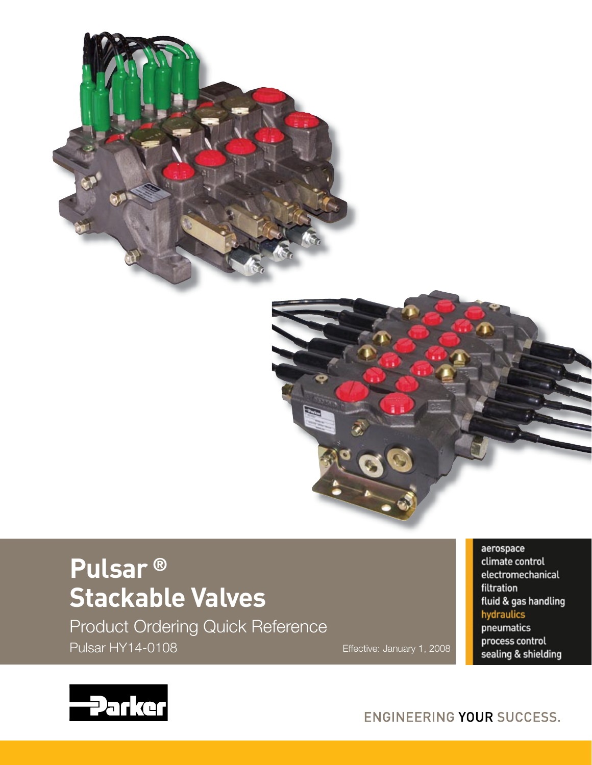# Pulsar ® Stackable Valves

Product Ordering Quick Reference

Pulsar HY14-0108

Effective: January 1, 2008

aerospace
climate control
electromechanical
filtration
fluid & gas handling
hydraulics
pneumatics
process control
sealing & shielding

Parker

ENGINEERING YOUR SUCCESS.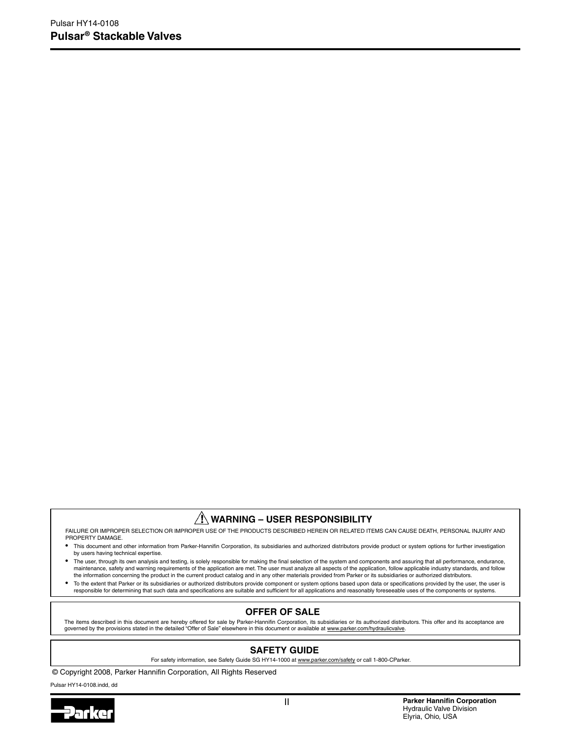## ⚠ WARNING – USER RESPONSIBILITY

FAILURE OR IMPROPER SELECTION OR IMPROPER USE OF THE PRODUCTS DESCRIBED HEREIN OR RELATED ITEMS CAN CAUSE DEATH, PERSONAL INJURY AND PROPERTY DAMAGE.

- This document and other information from Parker-Hannifin Corporation, its subsidiaries and authorized distributors provide product or system options for further investigation by users having technical expertise.
- The user, through its own analysis and testing, is solely responsible for making the final selection of the system and components and assuring that all performance, endurance, maintenance, safety and warning requirements of the application are met. The user must analyze all aspects of the application, follow applicable industry standards, and follow the information concerning the product in the current product catalog and in any other materials provided from Parker or its subsidiaries or authorized distributors.
- To the extent that Parker or its subsidiaries or authorized distributors provide component or system options based upon data or specifications provided by the user, the user is responsible for determining that such data and specifications are suitable and sufficient for all applications and reasonably foreseeable uses of the components or systems.

## OFFER OF SALE

The items described in this document are hereby offered for sale by Parker-Hannifin Corporation, its subsidiaries or its authorized distributors. This offer and its acceptance are governed by the provisions stated in the detailed "Offer of Sale" elsewhere in this document or available at www.parker.com/hydraulicvalve.

## SAFETY GUIDE

For safety information, see Safety Guide SG HY14-1000 at www.parker.com/safety or call 1-800-CParker.

© Copyright 2008, Parker Hannifin Corporation, All Rights Reserved

Pulsar HY14-0108.indd, dd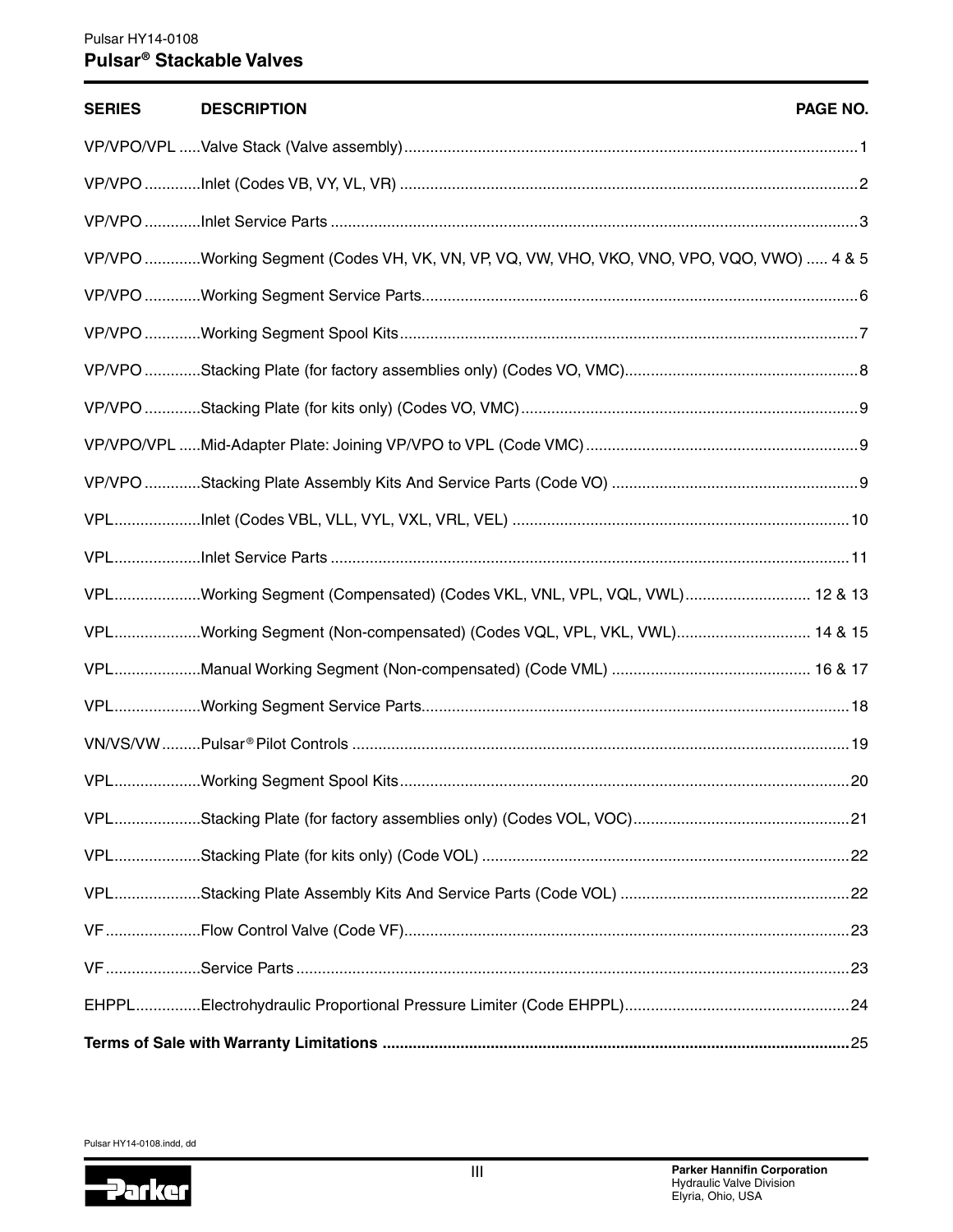# Pulsar® Stackable Valves

| SERIES | DESCRIPTION | PAGE NO. |
|---|---|---|
| VP/VPO/VPL | Valve Stack (Valve assembly) | 1 |
| VP/VPO | Inlet (Codes VB, VY, VL, VR) | 2 |
| VP/VPO | Inlet Service Parts | 3 |
| VP/VPO | Working Segment (Codes VH, VK, VN, VP, VQ, VW, VHO, VKO, VNO, VPO, VQO, VWO) | 4 & 5 |
| VP/VPO | Working Segment Service Parts | 6 |
| VP/VPO | Working Segment Spool Kits | 7 |
| VP/VPO | Stacking Plate (for factory assemblies only) (Codes VO, VMC) | 8 |
| VP/VPO | Stacking Plate (for kits only) (Codes VO, VMC) | 9 |
| VP/VPO/VPL | Mid-Adapter Plate: Joining VP/VPO to VPL (Code VMC) | 9 |
| VP/VPO | Stacking Plate Assembly Kits And Service Parts (Code VO) | 9 |
| VPL | Inlet (Codes VBL, VLL, VYL, VXL, VRL, VEL) | 10 |
| VPL | Inlet Service Parts | 11 |
| VPL | Working Segment (Compensated) (Codes VKL, VNL, VPL, VQL, VWL) | 12 & 13 |
| VPL | Working Segment (Non-compensated) (Codes VQL, VPL, VKL, VWL) | 14 & 15 |
| VPL | Manual Working Segment (Non-compensated) (Code VML) | 16 & 17 |
| VPL | Working Segment Service Parts | 18 |
| VN/VS/VW | Pulsar® Pilot Controls | 19 |
| VPL | Working Segment Spool Kits | 20 |
| VPL | Stacking Plate (for factory assemblies only) (Codes VOL, VOC) | 21 |
| VPL | Stacking Plate (for kits only) (Code VOL) | 22 |
| VPL | Stacking Plate Assembly Kits And Service Parts (Code VOL) | 22 |
| VF | Flow Control Valve (Code VF) | 23 |
| VF | Service Parts | 23 |
| EHPPL | Electrohydraulic Proportional Pressure Limiter (Code EHPPL) | 24 |
| **Terms of Sale with Warranty Limitations** | | 25 |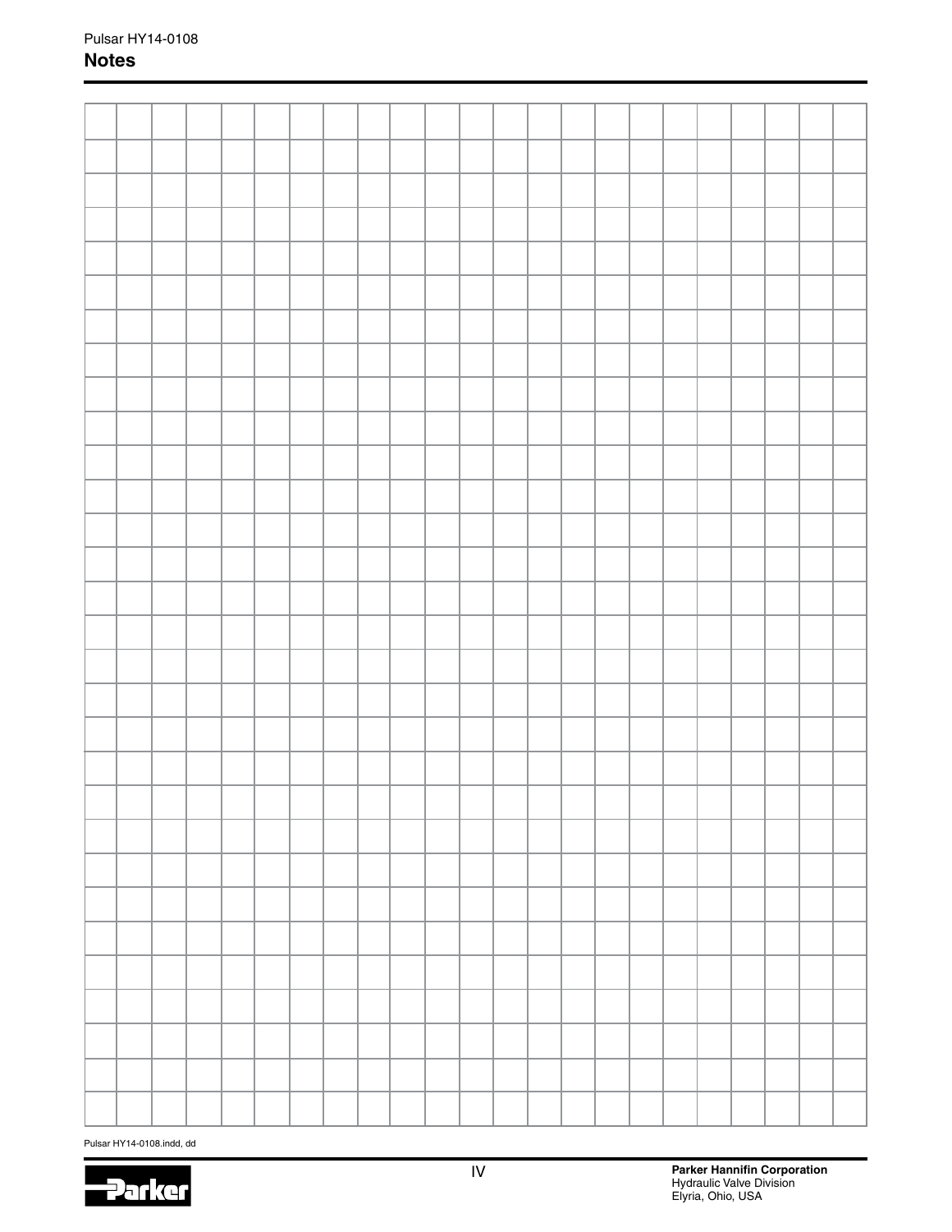## Notes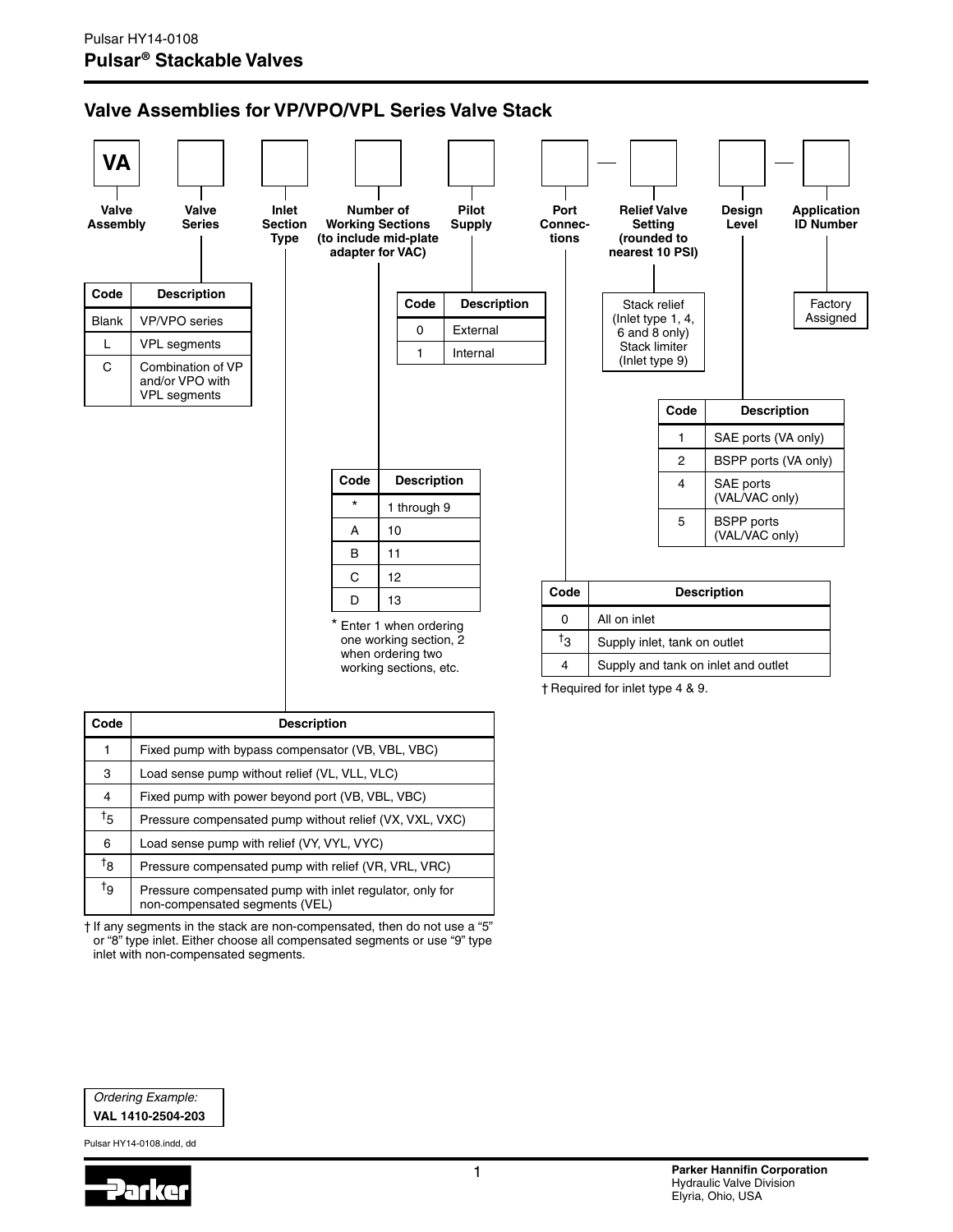## Valve Assemblies for VP/VPO/VPL Series Valve Stack

**VA** [ ] [ ] [ ] [ ] [ ] — [ ] [ ] — [ ]

**Valve Assembly** | **Valve Series** | **Inlet Section Type** | **Number of Working Sections (to include mid-plate adapter for VAC)** | **Pilot Supply** | **Port Connections** | **Relief Valve Setting (rounded to nearest 10 PSI)** | **Design Level** | **Application ID Number**

**Valve Series**

| Code | Description |
|---|---|
| Blank | VP/VPO series |
| L | VPL segments |
| C | Combination of VP and/or VPO with VPL segments |

**Inlet Section Type**

| Code | Description |
|---|---|
| 1 | Fixed pump with bypass compensator (VB, VBL, VBC) |
| 3 | Load sense pump without relief (VL, VLL, VLC) |
| 4 | Fixed pump with power beyond port (VB, VBL, VBC) |
| †5 | Pressure compensated pump without relief (VX, VXL, VXC) |
| 6 | Load sense pump with relief (VY, VYL, VYC) |
| †8 | Pressure compensated pump with relief (VR, VRL, VRC) |
| †9 | Pressure compensated pump with inlet regulator, only for non-compensated segments (VEL) |

† If any segments in the stack are non-compensated, then do not use a "5" or "8" type inlet. Either choose all compensated segments or use "9" type inlet with non-compensated segments.

**Number of Working Sections**

| Code | Description |
|---|---|
| * | 1 through 9 |
| A | 10 |
| B | 11 |
| C | 12 |
| D | 13 |

* Enter 1 when ordering one working section, 2 when ordering two working sections, etc.

**Pilot Supply**

| Code | Description |
|---|---|
| 0 | External |
| 1 | Internal |

**Port Connections**

| Code | Description |
|---|---|
| 0 | All on inlet |
| †3 | Supply inlet, tank on outlet |
| 4 | Supply and tank on inlet and outlet |

† Required for inlet type 4 & 9.

**Relief Valve Setting**

Stack relief (Inlet type 1, 4, 6 and 8 only)
Stack limiter (Inlet type 9)

**Design Level**

| Code | Description |
|---|---|
| 1 | SAE ports (VA only) |
| 2 | BSPP ports (VA only) |
| 4 | SAE ports (VAL/VAC only) |
| 5 | BSPP ports (VAL/VAC only) |

**Application ID Number**

Factory Assigned

*Ordering Example:*
**VAL 1410-2504-203**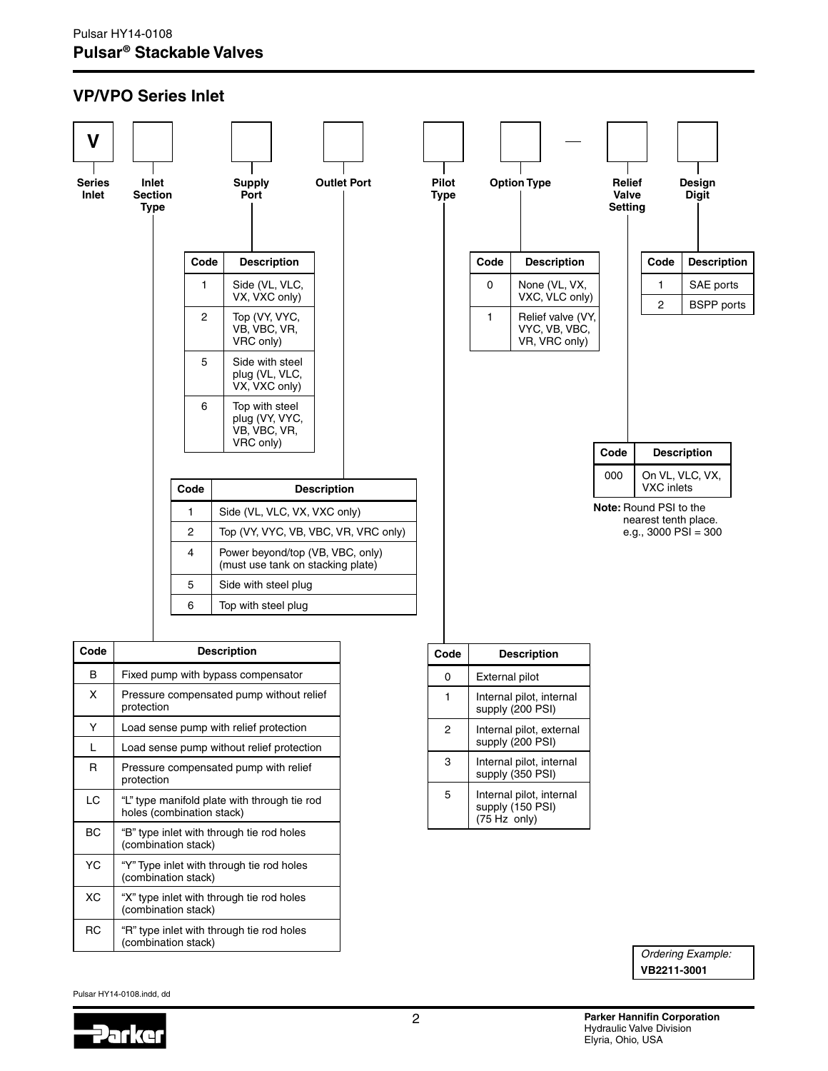## VP/VPO Series Inlet

| V | | | | | | — | | |
|---|---|---|---|---|---|---|---|---|
| Series Inlet | Inlet Section Type | Supply Port | Outlet Port | Pilot Type | Option Type | | Relief Valve Setting | Design Digit |

**Inlet Section Type**

| Code | Description |
|---|---|
| B | Fixed pump with bypass compensator |
| X | Pressure compensated pump without relief protection |
| Y | Load sense pump with relief protection |
| L | Load sense pump without relief protection |
| R | Pressure compensated pump with relief protection |
| LC | "L" type manifold plate with through tie rod holes (combination stack) |
| BC | "B" type inlet with through tie rod holes (combination stack) |
| YC | "Y" Type inlet with through tie rod holes (combination stack) |
| XC | "X" type inlet with through tie rod holes (combination stack) |
| RC | "R" type inlet with through tie rod holes (combination stack) |

**Supply Port**

| Code | Description |
|---|---|
| 1 | Side (VL, VLC, VX, VXC only) |
| 2 | Top (VY, VYC, VB, VBC, VR, VRC only) |
| 5 | Side with steel plug (VL, VLC, VX, VXC only) |
| 6 | Top with steel plug (VY, VYC, VB, VBC, VR, VRC only) |

**Outlet Port**

| Code | Description |
|---|---|
| 1 | Side (VL, VLC, VX, VXC only) |
| 2 | Top (VY, VYC, VB, VBC, VR, VRC only) |
| 4 | Power beyond/top (VB, VBC, only) (must use tank on stacking plate) |
| 5 | Side with steel plug |
| 6 | Top with steel plug |

**Pilot Type**

| Code | Description |
|---|---|
| 0 | External pilot |
| 1 | Internal pilot, internal supply (200 PSI) |
| 2 | Internal pilot, external supply (200 PSI) |
| 3 | Internal pilot, internal supply (350 PSI) |
| 5 | Internal pilot, internal supply (150 PSI) (75 Hz only) |

**Option Type**

| Code | Description |
|---|---|
| 0 | None (VL, VX, VXC, VLC only) |
| 1 | Relief valve (VY, VYC, VB, VBC, VR, VRC only) |

**Relief Valve Setting**

| Code | Description |
|---|---|
| 000 | On VL, VLC, VX, VXC inlets |

**Note:** Round PSI to the nearest tenth place. e.g., 3000 PSI = 300

**Design Digit**

| Code | Description |
|---|---|
| 1 | SAE ports |
| 2 | BSPP ports |

*Ordering Example:*
**VB2211-3001**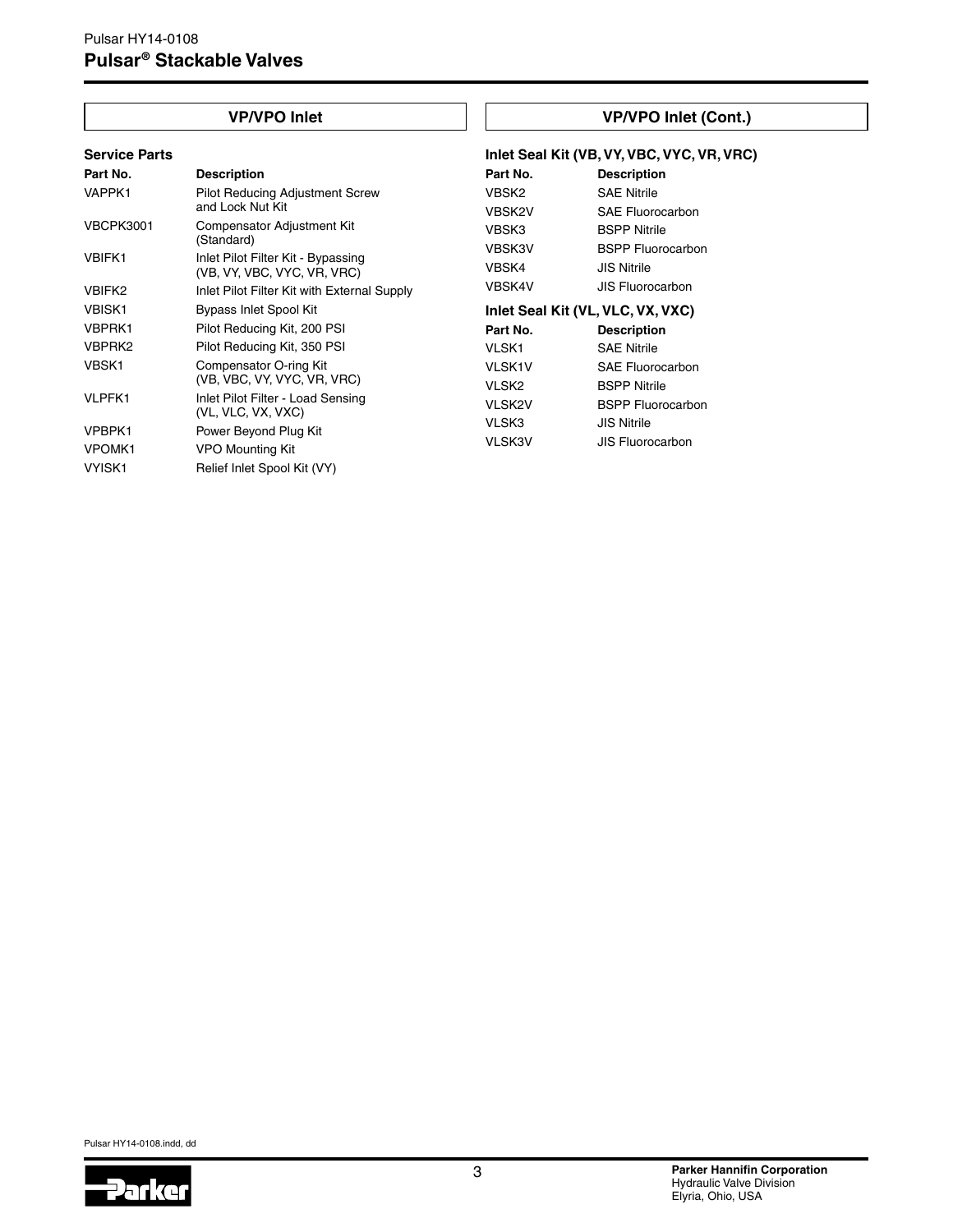## VP/VPO Inlet

### Service Parts

| Part No. | Description |
| --- | --- |
| VAPPK1 | Pilot Reducing Adjustment Screw and Lock Nut Kit |
| VBCPK3001 | Compensator Adjustment Kit (Standard) |
| VBIFK1 | Inlet Pilot Filter Kit - Bypassing (VB, VY, VBC, VYC, VR, VRC) |
| VBIFK2 | Inlet Pilot Filter Kit with External Supply |
| VBISK1 | Bypass Inlet Spool Kit |
| VBPRK1 | Pilot Reducing Kit, 200 PSI |
| VBPRK2 | Pilot Reducing Kit, 350 PSI |
| VBSK1 | Compensator O-ring Kit (VB, VBC, VY, VYC, VR, VRC) |
| VLPFK1 | Inlet Pilot Filter - Load Sensing (VL, VLC, VX, VXC) |
| VPBPK1 | Power Beyond Plug Kit |
| VPOMK1 | VPO Mounting Kit |
| VYISK1 | Relief Inlet Spool Kit (VY) |

## VP/VPO Inlet (Cont.)

### Inlet Seal Kit (VB, VY, VBC, VYC, VR, VRC)

| Part No. | Description |
| --- | --- |
| VBSK2 | SAE Nitrile |
| VBSK2V | SAE Fluorocarbon |
| VBSK3 | BSPP Nitrile |
| VBSK3V | BSPP Fluorocarbon |
| VBSK4 | JIS Nitrile |
| VBSK4V | JIS Fluorocarbon |

### Inlet Seal Kit (VL, VLC, VX, VXC)

| Part No. | Description |
| --- | --- |
| VLSK1 | SAE Nitrile |
| VLSK1V | SAE Fluorocarbon |
| VLSK2 | BSPP Nitrile |
| VLSK2V | BSPP Fluorocarbon |
| VLSK3 | JIS Nitrile |
| VLSK3V | JIS Fluorocarbon |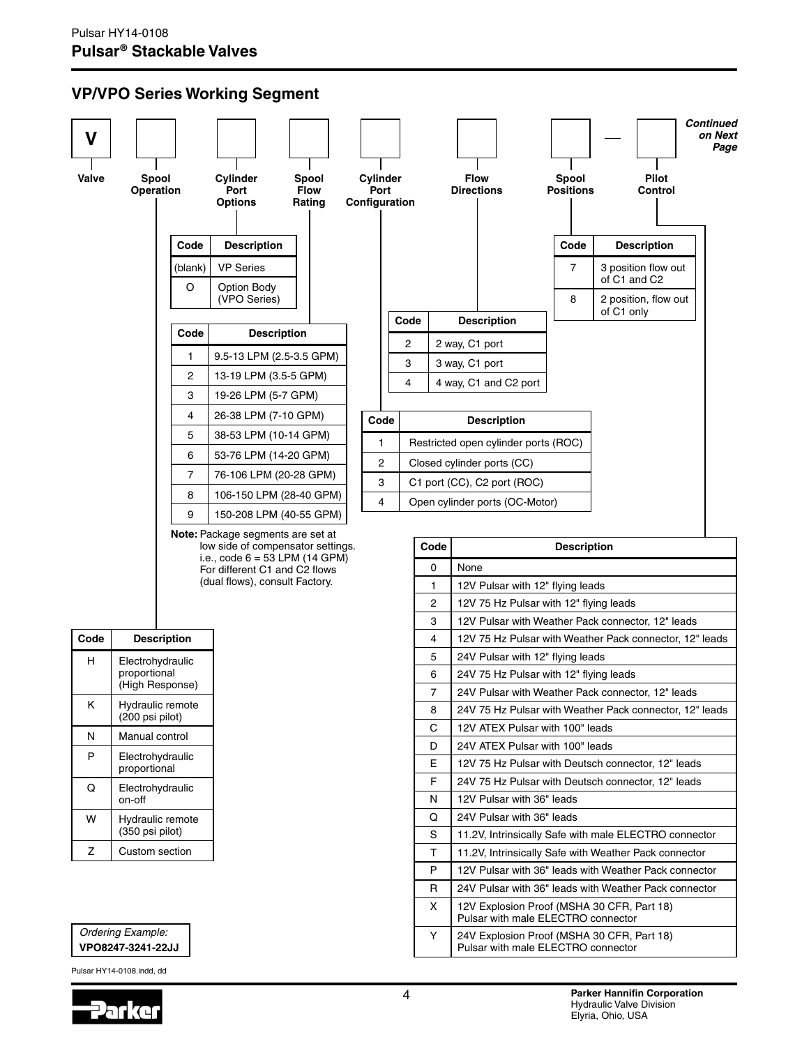## VP/VPO Series Working Segment

V | Spool Operation | Cylinder Port Options | Spool Flow Rating | Cylinder Port Configuration | Flow Directions | Spool Positions — Pilot Control

*Continued on Next Page*

**Valve**

**Spool Operation**

| Code | Description |
|---|---|
| H | Electrohydraulic proportional (High Response) |
| K | Hydraulic remote (200 psi pilot) |
| N | Manual control |
| P | Electrohydraulic proportional |
| Q | Electrohydraulic on-off |
| W | Hydraulic remote (350 psi pilot) |
| Z | Custom section |

**Cylinder Port Options**

| Code | Description |
|---|---|
| (blank) | VP Series |
| O | Option Body (VPO Series) |

**Spool Flow Rating**

| Code | Description |
|---|---|
| 1 | 9.5-13 LPM (2.5-3.5 GPM) |
| 2 | 13-19 LPM (3.5-5 GPM) |
| 3 | 19-26 LPM (5-7 GPM) |
| 4 | 26-38 LPM (7-10 GPM) |
| 5 | 38-53 LPM (10-14 GPM) |
| 6 | 53-76 LPM (14-20 GPM) |
| 7 | 76-106 LPM (20-28 GPM) |
| 8 | 106-150 LPM (28-40 GPM) |
| 9 | 150-208 LPM (40-55 GPM) |

**Note:** Package segments are set at low side of compensator settings. i.e., code 6 = 53 LPM (14 GPM) For different C1 and C2 flows (dual flows), consult Factory.

**Cylinder Port Configuration**

| Code | Description |
|---|---|
| 1 | Restricted open cylinder ports (ROC) |
| 2 | Closed cylinder ports (CC) |
| 3 | C1 port (CC), C2 port (ROC) |
| 4 | Open cylinder ports (OC-Motor) |

**Flow Directions**

| Code | Description |
|---|---|
| 2 | 2 way, C1 port |
| 3 | 3 way, C1 port |
| 4 | 4 way, C1 and C2 port |

**Spool Positions**

| Code | Description |
|---|---|
| 7 | 3 position flow out of C1 and C2 |
| 8 | 2 position, flow out of C1 only |

**Pilot Control**

| Code | Description |
|---|---|
| 0 | None |
| 1 | 12V Pulsar with 12" flying leads |
| 2 | 12V 75 Hz Pulsar with 12" flying leads |
| 3 | 12V Pulsar with Weather Pack connector, 12" leads |
| 4 | 12V 75 Hz Pulsar with Weather Pack connector, 12" leads |
| 5 | 24V Pulsar with 12" flying leads |
| 6 | 24V 75 Hz Pulsar with 12" flying leads |
| 7 | 24V Pulsar with Weather Pack connector, 12" leads |
| 8 | 24V 75 Hz Pulsar with Weather Pack connector, 12" leads |
| C | 12V ATEX Pulsar with 100" leads |
| D | 24V ATEX Pulsar with 100" leads |
| E | 12V 75 Hz Pulsar with Deutsch connector, 12" leads |
| F | 24V 75 Hz Pulsar with Deutsch connector, 12" leads |
| N | 12V Pulsar with 36" leads |
| Q | 24V Pulsar with 36" leads |
| S | 11.2V, Intrinsically Safe with male ELECTRO connector |
| T | 11.2V, Intrinsically Safe with Weather Pack connector |
| P | 12V Pulsar with 36" leads with Weather Pack connector |
| R | 24V Pulsar with 36" leads with Weather Pack connector |
| X | 12V Explosion Proof (MSHA 30 CFR, Part 18) Pulsar with male ELECTRO connector |
| Y | 24V Explosion Proof (MSHA 30 CFR, Part 18) Pulsar with male ELECTRO connector |

*Ordering Example:*
**VPO8247-3241-22JJ**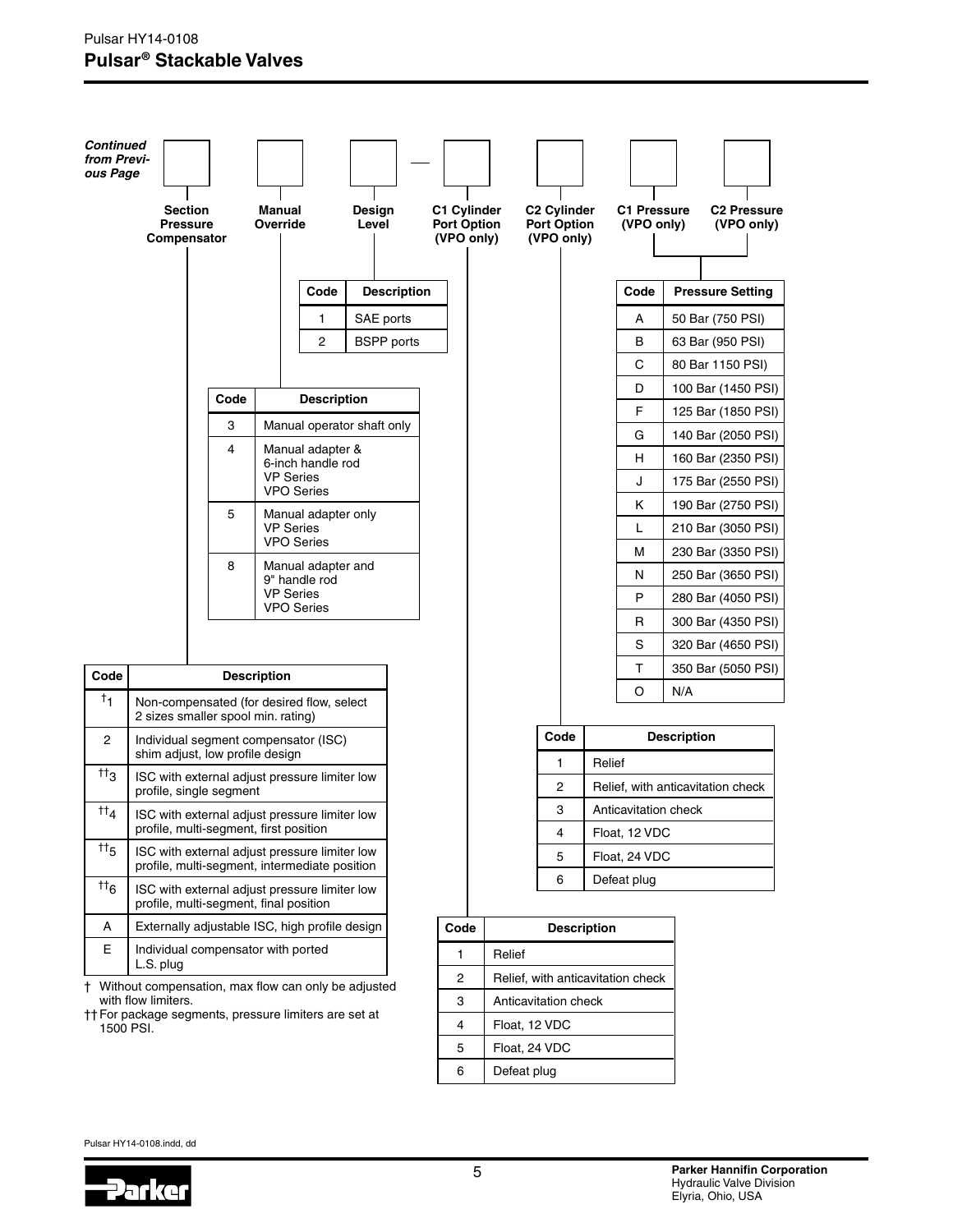## Pulsar® Stackable Valves

*Continued from Previous Page*

Section Pressure Compensator | Manual Override | Design Level — C1 Cylinder Port Option (VPO only) | C2 Cylinder Port Option (VPO only) | C1 Pressure (VPO only) | C2 Pressure (VPO only)

**Design Level**

| Code | Description |
|---|---|
| 1 | SAE ports |
| 2 | BSPP ports |

**Manual Override**

| Code | Description |
|---|---|
| 3 | Manual operator shaft only |
| 4 | Manual adapter & 6-inch handle rod VP Series VPO Series |
| 5 | Manual adapter only VP Series VPO Series |
| 8 | Manual adapter and 9" handle rod VP Series VPO Series |

**Section Pressure Compensator**

| Code | Description |
|---|---|
| †1 | Non-compensated (for desired flow, select 2 sizes smaller spool min. rating) |
| 2 | Individual segment compensator (ISC) shim adjust, low profile design |
| ††3 | ISC with external adjust pressure limiter low profile, single segment |
| ††4 | ISC with external adjust pressure limiter low profile, multi-segment, first position |
| ††5 | ISC with external adjust pressure limiter low profile, multi-segment, intermediate position |
| ††6 | ISC with external adjust pressure limiter low profile, multi-segment, final position |
| A | Externally adjustable ISC, high profile design |
| E | Individual compensator with ported L.S. plug |

† Without compensation, max flow can only be adjusted with flow limiters.
†† For package segments, pressure limiters are set at 1500 PSI.

**C1 Cylinder Port Option (VPO only)**

| Code | Description |
|---|---|
| 1 | Relief |
| 2 | Relief, with anticavitation check |
| 3 | Anticavitation check |
| 4 | Float, 12 VDC |
| 5 | Float, 24 VDC |
| 6 | Defeat plug |

**C2 Cylinder Port Option (VPO only)**

| Code | Description |
|---|---|
| 1 | Relief |
| 2 | Relief, with anticavitation check |
| 3 | Anticavitation check |
| 4 | Float, 12 VDC |
| 5 | Float, 24 VDC |
| 6 | Defeat plug |

**C1 Pressure / C2 Pressure (VPO only)**

| Code | Pressure Setting |
|---|---|
| A | 50 Bar (750 PSI) |
| B | 63 Bar (950 PSI) |
| C | 80 Bar 1150 PSI) |
| D | 100 Bar (1450 PSI) |
| F | 125 Bar (1850 PSI) |
| G | 140 Bar (2050 PSI) |
| H | 160 Bar (2350 PSI) |
| J | 175 Bar (2550 PSI) |
| K | 190 Bar (2750 PSI) |
| L | 210 Bar (3050 PSI) |
| M | 230 Bar (3350 PSI) |
| N | 250 Bar (3650 PSI) |
| P | 280 Bar (4050 PSI) |
| R | 300 Bar (4350 PSI) |
| S | 320 Bar (4650 PSI) |
| T | 350 Bar (5050 PSI) |
| O | N/A |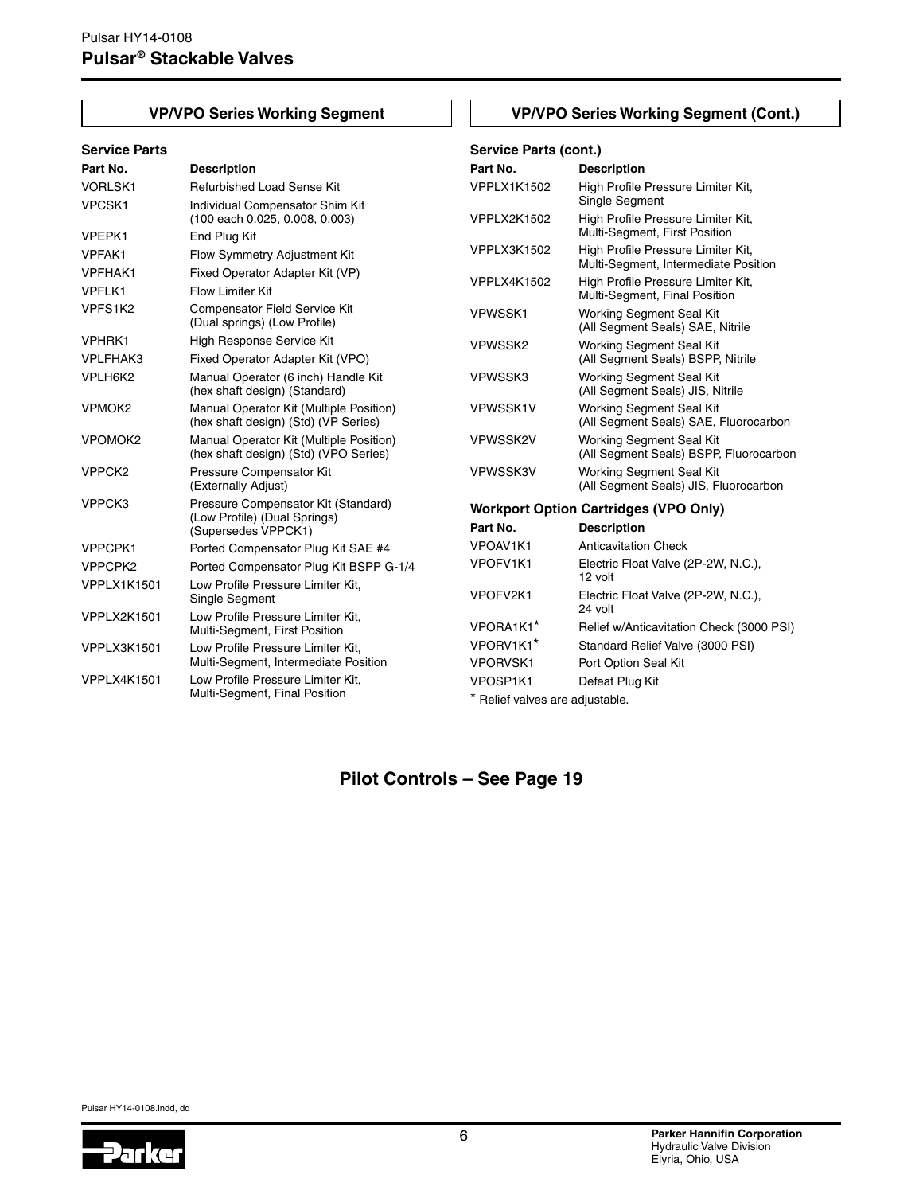## VP/VPO Series Working Segment

### Service Parts

| Part No. | Description |
|---|---|
| VORLSK1 | Refurbished Load Sense Kit |
| VPCSK1 | Individual Compensator Shim Kit (100 each 0.025, 0.008, 0.003) |
| VPEPK1 | End Plug Kit |
| VPFAK1 | Flow Symmetry Adjustment Kit |
| VPFHAK1 | Fixed Operator Adapter Kit (VP) |
| VPFLK1 | Flow Limiter Kit |
| VPFS1K2 | Compensator Field Service Kit (Dual springs) (Low Profile) |
| VPHRK1 | High Response Service Kit |
| VPLFHAK3 | Fixed Operator Adapter Kit (VPO) |
| VPLH6K2 | Manual Operator (6 inch) Handle Kit (hex shaft design) (Standard) |
| VPMOK2 | Manual Operator Kit (Multiple Position) (hex shaft design) (Std) (VP Series) |
| VPOMOK2 | Manual Operator Kit (Multiple Position) (hex shaft design) (Std) (VPO Series) |
| VPPCK2 | Pressure Compensator Kit (Externally Adjust) |
| VPPCK3 | Pressure Compensator Kit (Standard) (Low Profile) (Dual Springs) (Supersedes VPPCK1) |
| VPPCPK1 | Ported Compensator Plug Kit SAE #4 |
| VPPCPK2 | Ported Compensator Plug Kit BSPP G-1/4 |
| VPPLX1K1501 | Low Profile Pressure Limiter Kit, Single Segment |
| VPPLX2K1501 | Low Profile Pressure Limiter Kit, Multi-Segment, First Position |
| VPPLX3K1501 | Low Profile Pressure Limiter Kit, Multi-Segment, Intermediate Position |
| VPPLX4K1501 | Low Profile Pressure Limiter Kit, Multi-Segment, Final Position |

## VP/VPO Series Working Segment (Cont.)

### Service Parts (cont.)

| Part No. | Description |
|---|---|
| VPPLX1K1502 | High Profile Pressure Limiter Kit, Single Segment |
| VPPLX2K1502 | High Profile Pressure Limiter Kit, Multi-Segment, First Position |
| VPPLX3K1502 | High Profile Pressure Limiter Kit, Multi-Segment, Intermediate Position |
| VPPLX4K1502 | High Profile Pressure Limiter Kit, Multi-Segment, Final Position |
| VPWSSK1 | Working Segment Seal Kit (All Segment Seals) SAE, Nitrile |
| VPWSSK2 | Working Segment Seal Kit (All Segment Seals) BSPP, Nitrile |
| VPWSSK3 | Working Segment Seal Kit (All Segment Seals) JIS, Nitrile |
| VPWSSK1V | Working Segment Seal Kit (All Segment Seals) SAE, Fluorocarbon |
| VPWSSK2V | Working Segment Seal Kit (All Segment Seals) BSPP, Fluorocarbon |
| VPWSSK3V | Working Segment Seal Kit (All Segment Seals) JIS, Fluorocarbon |

### Workport Option Cartridges (VPO Only)

| Part No. | Description |
|---|---|
| VPOAV1K1 | Anticavitation Check |
| VPOFV1K1 | Electric Float Valve (2P-2W, N.C.), 12 volt |
| VPOFV2K1 | Electric Float Valve (2P-2W, N.C.), 24 volt |
| VPORA1K1* | Relief w/Anticavitation Check (3000 PSI) |
| VPORV1K1* | Standard Relief Valve (3000 PSI) |
| VPORVSK1 | Port Option Seal Kit |
| VPOSP1K1 | Defeat Plug Kit |

* Relief valves are adjustable.

## Pilot Controls – See Page 19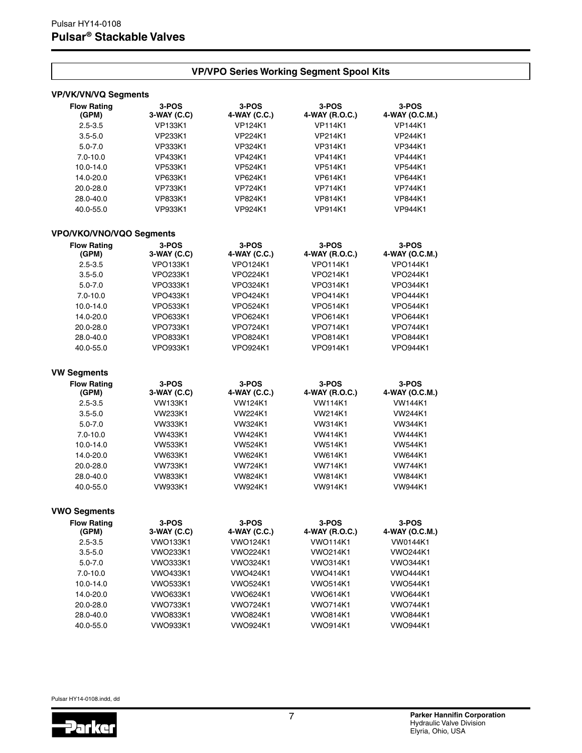## VP/VPO Series Working Segment Spool Kits

### VP/VK/VN/VQ Segments

| Flow Rating (GPM) | 3-POS 3-WAY (C.C) | 3-POS 4-WAY (C.C.) | 3-POS 4-WAY (R.O.C.) | 3-POS 4-WAY (O.C.M.) |
|---|---|---|---|---|
| 2.5-3.5 | VP133K1 | VP124K1 | VP114K1 | VP144K1 |
| 3.5-5.0 | VP233K1 | VP224K1 | VP214K1 | VP244K1 |
| 5.0-7.0 | VP333K1 | VP324K1 | VP314K1 | VP344K1 |
| 7.0-10.0 | VP433K1 | VP424K1 | VP414K1 | VP444K1 |
| 10.0-14.0 | VP533K1 | VP524K1 | VP514K1 | VP544K1 |
| 14.0-20.0 | VP633K1 | VP624K1 | VP614K1 | VP644K1 |
| 20.0-28.0 | VP733K1 | VP724K1 | VP714K1 | VP744K1 |
| 28.0-40.0 | VP833K1 | VP824K1 | VP814K1 | VP844K1 |
| 40.0-55.0 | VP933K1 | VP924K1 | VP914K1 | VP944K1 |

### VPO/VKO/VNO/VQO Segments

| Flow Rating (GPM) | 3-POS 3-WAY (C.C) | 3-POS 4-WAY (C.C.) | 3-POS 4-WAY (R.O.C.) | 3-POS 4-WAY (O.C.M.) |
|---|---|---|---|---|
| 2.5-3.5 | VPO133K1 | VPO124K1 | VPO114K1 | VPO144K1 |
| 3.5-5.0 | VPO233K1 | VPO224K1 | VPO214K1 | VPO244K1 |
| 5.0-7.0 | VPO333K1 | VPO324K1 | VPO314K1 | VPO344K1 |
| 7.0-10.0 | VPO433K1 | VPO424K1 | VPO414K1 | VPO444K1 |
| 10.0-14.0 | VPO533K1 | VPO524K1 | VPO514K1 | VPO544K1 |
| 14.0-20.0 | VPO633K1 | VPO624K1 | VPO614K1 | VPO644K1 |
| 20.0-28.0 | VPO733K1 | VPO724K1 | VPO714K1 | VPO744K1 |
| 28.0-40.0 | VPO833K1 | VPO824K1 | VPO814K1 | VPO844K1 |
| 40.0-55.0 | VPO933K1 | VPO924K1 | VPO914K1 | VPO944K1 |

### VW Segments

| Flow Rating (GPM) | 3-POS 3-WAY (C.C) | 3-POS 4-WAY (C.C.) | 3-POS 4-WAY (R.O.C.) | 3-POS 4-WAY (O.C.M.) |
|---|---|---|---|---|
| 2.5-3.5 | VW133K1 | VW124K1 | VW114K1 | VW144K1 |
| 3.5-5.0 | VW233K1 | VW224K1 | VW214K1 | VW244K1 |
| 5.0-7.0 | VW333K1 | VW324K1 | VW314K1 | VW344K1 |
| 7.0-10.0 | VW433K1 | VW424K1 | VW414K1 | VW444K1 |
| 10.0-14.0 | VW533K1 | VW524K1 | VW514K1 | VW544K1 |
| 14.0-20.0 | VW633K1 | VW624K1 | VW614K1 | VW644K1 |
| 20.0-28.0 | VW733K1 | VW724K1 | VW714K1 | VW744K1 |
| 28.0-40.0 | VW833K1 | VW824K1 | VW814K1 | VW844K1 |
| 40.0-55.0 | VW933K1 | VW924K1 | VW914K1 | VW944K1 |

### VWO Segments

| Flow Rating (GPM) | 3-POS 3-WAY (C.C) | 3-POS 4-WAY (C.C.) | 3-POS 4-WAY (R.O.C.) | 3-POS 4-WAY (O.C.M.) |
|---|---|---|---|---|
| 2.5-3.5 | VWO133K1 | VWO124K1 | VWO114K1 | VW0144K1 |
| 3.5-5.0 | VWO233K1 | VWO224K1 | VWO214K1 | VWO244K1 |
| 5.0-7.0 | VWO333K1 | VWO324K1 | VWO314K1 | VWO344K1 |
| 7.0-10.0 | VWO433K1 | VWO424K1 | VWO414K1 | VWO444K1 |
| 10.0-14.0 | VWO533K1 | VWO524K1 | VWO514K1 | VWO544K1 |
| 14.0-20.0 | VWO633K1 | VWO624K1 | VWO614K1 | VWO644K1 |
| 20.0-28.0 | VWO733K1 | VWO724K1 | VWO714K1 | VWO744K1 |
| 28.0-40.0 | VWO833K1 | VWO824K1 | VWO814K1 | VWO844K1 |
| 40.0-55.0 | VWO933K1 | VWO924K1 | VWO914K1 | VWO944K1 |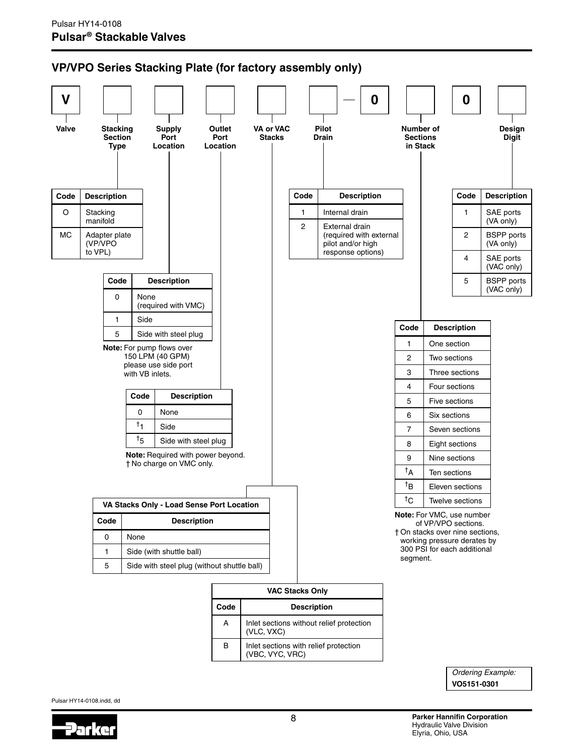## VP/VPO Series Stacking Plate (for factory assembly only)

| V | | | | | | — | 0 | | 0 | |
|---|---|---|---|---|---|---|---|---|---|---|
| Valve | Stacking Section Type | Supply Port Location | Outlet Port Location | VA or VAC Stacks | Pilot Drain | | | Number of Sections in Stack | | Design Digit |

**Stacking Section Type**

| Code | Description |
|---|---|
| O | Stacking manifold |
| MC | Adapter plate (VP/VPO to VPL) |

**Supply Port Location**

| Code | Description |
|---|---|
| 0 | None (required with VMC) |
| 1 | Side |
| 5 | Side with steel plug |

**Note:** For pump flows over 150 LPM (40 GPM) please use side port with VB inlets.

**Outlet Port Location**

| Code | Description |
|---|---|
| 0 | None |
| †1 | Side |
| †5 | Side with steel plug |

**Note:** Required with power beyond.
† No charge on VMC only.

**VA or VAC Stacks**

| VA Stacks Only - Load Sense Port Location | |
|---|---|
| **Code** | **Description** |
| 0 | None |
| 1 | Side (with shuttle ball) |
| 5 | Side with steel plug (without shuttle ball) |

| VAC Stacks Only | |
|---|---|
| **Code** | **Description** |
| A | Inlet sections without relief protection (VLC, VXC) |
| B | Inlet sections with relief protection (VBC, VYC, VRC) |

**Pilot Drain**

| Code | Description |
|---|---|
| 1 | Internal drain |
| 2 | External drain (required with external pilot and/or high response options) |

**Number of Sections in Stack**

| Code | Description |
|---|---|
| 1 | One section |
| 2 | Two sections |
| 3 | Three sections |
| 4 | Four sections |
| 5 | Five sections |
| 6 | Six sections |
| 7 | Seven sections |
| 8 | Eight sections |
| 9 | Nine sections |
| †A | Ten sections |
| †B | Eleven sections |
| †C | Twelve sections |

**Note:** For VMC, use number of VP/VPO sections.
† On stacks over nine sections, working pressure derates by 300 PSI for each additional segment.

**Design Digit**

| Code | Description |
|---|---|
| 1 | SAE ports (VA only) |
| 2 | BSPP ports (VA only) |
| 4 | SAE ports (VAC only) |
| 5 | BSPP ports (VAC only) |

*Ordering Example:*
**VO5151-0301**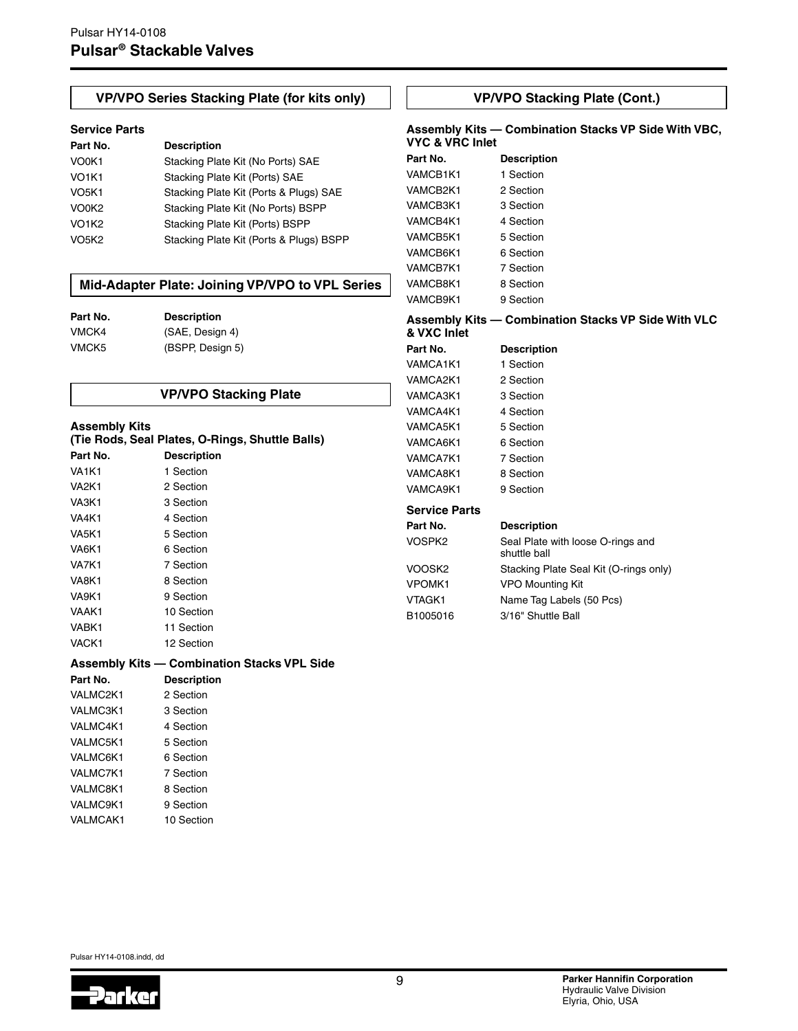## VP/VPO Series Stacking Plate (for kits only)

### Service Parts

| Part No. | Description |
| --- | --- |
| VO0K1 | Stacking Plate Kit (No Ports) SAE |
| VO1K1 | Stacking Plate Kit (Ports) SAE |
| VO5K1 | Stacking Plate Kit (Ports & Plugs) SAE |
| VO0K2 | Stacking Plate Kit (No Ports) BSPP |
| VO1K2 | Stacking Plate Kit (Ports) BSPP |
| VO5K2 | Stacking Plate Kit (Ports & Plugs) BSPP |

## Mid-Adapter Plate: Joining VP/VPO to VPL Series

| Part No. | Description |
| --- | --- |
| VMCK4 | (SAE, Design 4) |
| VMCK5 | (BSPP, Design 5) |

## VP/VPO Stacking Plate

### Assembly Kits (Tie Rods, Seal Plates, O-Rings, Shuttle Balls)

| Part No. | Description |
| --- | --- |
| VA1K1 | 1 Section |
| VA2K1 | 2 Section |
| VA3K1 | 3 Section |
| VA4K1 | 4 Section |
| VA5K1 | 5 Section |
| VA6K1 | 6 Section |
| VA7K1 | 7 Section |
| VA8K1 | 8 Section |
| VA9K1 | 9 Section |
| VAAK1 | 10 Section |
| VABK1 | 11 Section |
| VACK1 | 12 Section |

### Assembly Kits — Combination Stacks VPL Side

| Part No. | Description |
| --- | --- |
| VALMC2K1 | 2 Section |
| VALMC3K1 | 3 Section |
| VALMC4K1 | 4 Section |
| VALMC5K1 | 5 Section |
| VALMC6K1 | 6 Section |
| VALMC7K1 | 7 Section |
| VALMC8K1 | 8 Section |
| VALMC9K1 | 9 Section |
| VALMCAK1 | 10 Section |

## VP/VPO Stacking Plate (Cont.)

### Assembly Kits — Combination Stacks VP Side With VBC, VYC & VRC Inlet

| Part No. | Description |
| --- | --- |
| VAMCB1K1 | 1 Section |
| VAMCB2K1 | 2 Section |
| VAMCB3K1 | 3 Section |
| VAMCB4K1 | 4 Section |
| VAMCB5K1 | 5 Section |
| VAMCB6K1 | 6 Section |
| VAMCB7K1 | 7 Section |
| VAMCB8K1 | 8 Section |
| VAMCB9K1 | 9 Section |

### Assembly Kits — Combination Stacks VP Side With VLC & VXC Inlet

| Part No. | Description |
| --- | --- |
| VAMCA1K1 | 1 Section |
| VAMCA2K1 | 2 Section |
| VAMCA3K1 | 3 Section |
| VAMCA4K1 | 4 Section |
| VAMCA5K1 | 5 Section |
| VAMCA6K1 | 6 Section |
| VAMCA7K1 | 7 Section |
| VAMCA8K1 | 8 Section |
| VAMCA9K1 | 9 Section |

### Service Parts

| Part No. | Description |
| --- | --- |
| VOSPK2 | Seal Plate with loose O-rings and shuttle ball |
| VOOSK2 | Stacking Plate Seal Kit (O-rings only) |
| VPOMK1 | VPO Mounting Kit |
| VTAGK1 | Name Tag Labels (50 Pcs) |
| B1005016 | 3/16" Shuttle Ball |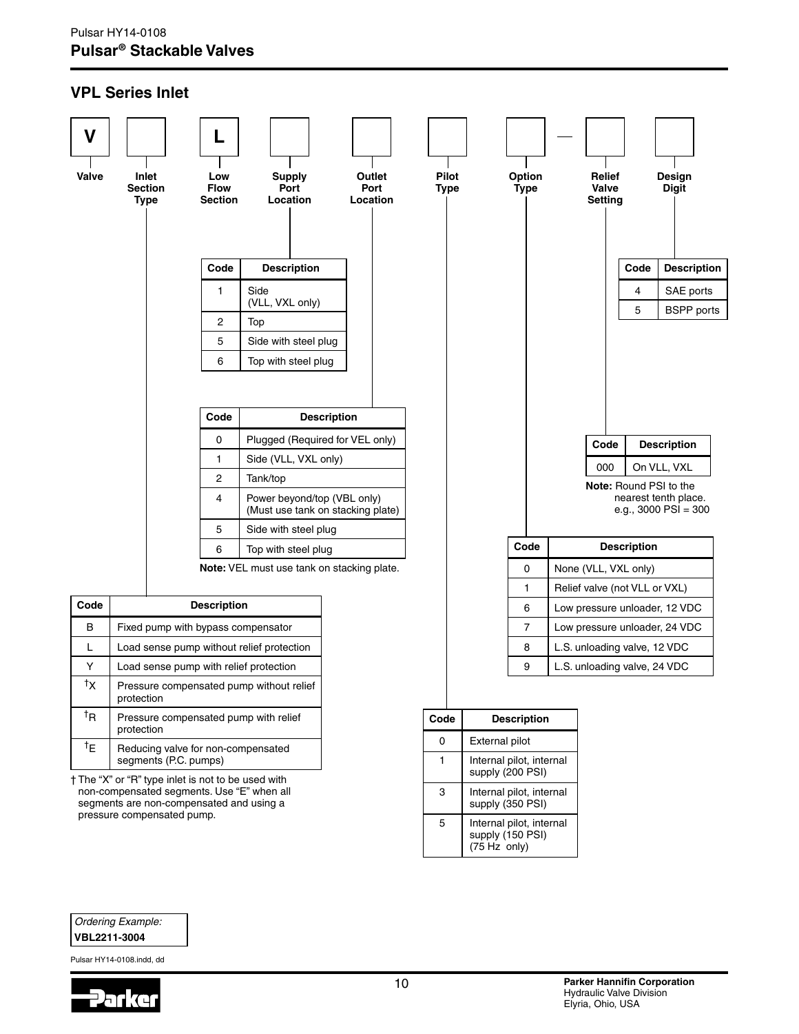## VPL Series Inlet

| V | | L | | | | | — | | |
|---|---|---|---|---|---|---|---|---|---|
| Valve | Inlet Section Type | Low Flow Section | Supply Port Location | Outlet Port Location | Pilot Type | Option Type | | Relief Valve Setting | Design Digit |

**Inlet Section Type**

| Code | Description |
|---|---|
| B | Fixed pump with bypass compensator |
| L | Load sense pump without relief protection |
| Y | Load sense pump with relief protection |
| †X | Pressure compensated pump without relief protection |
| †R | Pressure compensated pump with relief protection |
| †E | Reducing valve for non-compensated segments (P.C. pumps) |

† The "X" or "R" type inlet is not to be used with non-compensated segments. Use "E" when all segments are non-compensated and using a pressure compensated pump.

**Supply Port Location**

| Code | Description |
|---|---|
| 1 | Side (VLL, VXL only) |
| 2 | Top |
| 5 | Side with steel plug |
| 6 | Top with steel plug |

**Outlet Port Location**

| Code | Description |
|---|---|
| 0 | Plugged (Required for VEL only) |
| 1 | Side (VLL, VXL only) |
| 2 | Tank/top |
| 4 | Power beyond/top (VBL only) (Must use tank on stacking plate) |
| 5 | Side with steel plug |
| 6 | Top with steel plug |

**Note:** VEL must use tank on stacking plate.

**Pilot Type**

| Code | Description |
|---|---|
| 0 | External pilot |
| 1 | Internal pilot, internal supply (200 PSI) |
| 3 | Internal pilot, internal supply (350 PSI) |
| 5 | Internal pilot, internal supply (150 PSI) (75 Hz only) |

**Option Type**

| Code | Description |
|---|---|
| 0 | None (VLL, VXL only) |
| 1 | Relief valve (not VLL or VXL) |
| 6 | Low pressure unloader, 12 VDC |
| 7 | Low pressure unloader, 24 VDC |
| 8 | L.S. unloading valve, 12 VDC |
| 9 | L.S. unloading valve, 24 VDC |

**Relief Valve Setting**

| Code | Description |
|---|---|
| 000 | On VLL, VXL |

**Note:** Round PSI to the nearest tenth place. e.g., 3000 PSI = 300

**Design Digit**

| Code | Description |
|---|---|
| 4 | SAE ports |
| 5 | BSPP ports |

*Ordering Example:*
**VBL2211-3004**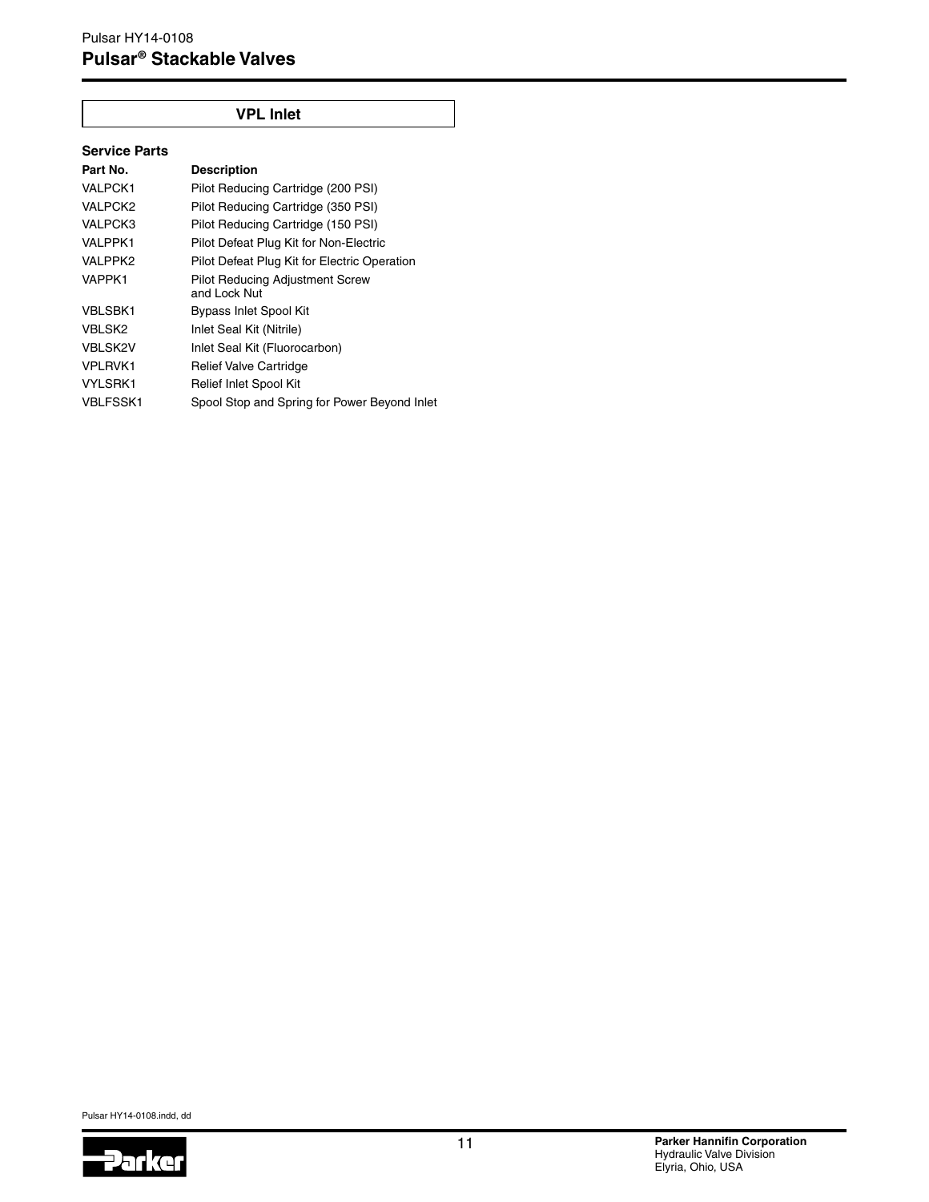## VPL Inlet

### Service Parts

| Part No. | Description |
|---|---|
| VALPCK1 | Pilot Reducing Cartridge (200 PSI) |
| VALPCK2 | Pilot Reducing Cartridge (350 PSI) |
| VALPCK3 | Pilot Reducing Cartridge (150 PSI) |
| VALPPK1 | Pilot Defeat Plug Kit for Non-Electric |
| VALPPK2 | Pilot Defeat Plug Kit for Electric Operation |
| VAPPK1 | Pilot Reducing Adjustment Screw and Lock Nut |
| VBLSBK1 | Bypass Inlet Spool Kit |
| VBLSK2 | Inlet Seal Kit (Nitrile) |
| VBLSK2V | Inlet Seal Kit (Fluorocarbon) |
| VPLRVK1 | Relief Valve Cartridge |
| VYLSRK1 | Relief Inlet Spool Kit |
| VBLFSSK1 | Spool Stop and Spring for Power Beyond Inlet |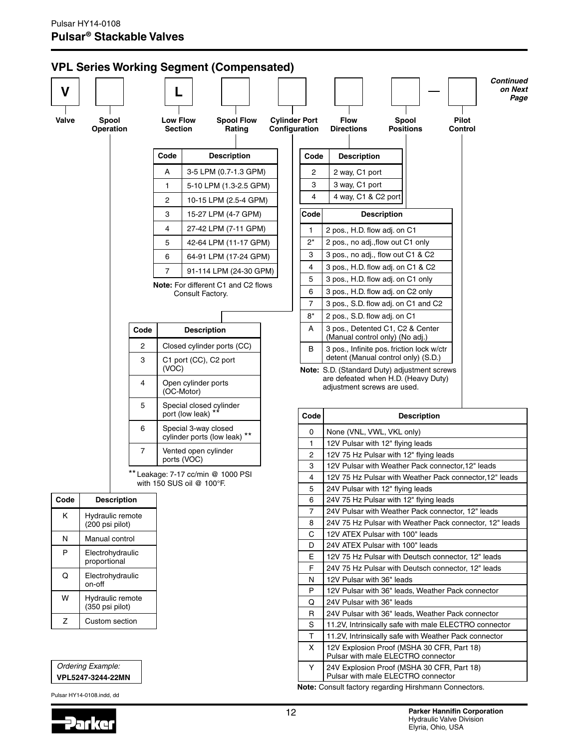## VPL Series Working Segment (Compensated)

| V | | L | | | | | — | |
|---|---|---|---|---|---|---|---|---|
| Valve | Spool Operation | Low Flow Section | Spool Flow Rating | Cylinder Port Configuration | Flow Directions | Spool Positions | | Pilot Control |

*Continued on Next Page*

**Spool Flow Rating**

| Code | Description |
|---|---|
| A | 3-5 LPM (0.7-1.3 GPM) |
| 1 | 5-10 LPM (1.3-2.5 GPM) |
| 2 | 10-15 LPM (2.5-4 GPM) |
| 3 | 15-27 LPM (4-7 GPM) |
| 4 | 27-42 LPM (7-11 GPM) |
| 5 | 42-64 LPM (11-17 GPM) |
| 6 | 64-91 LPM (17-24 GPM) |
| 7 | 91-114 LPM (24-30 GPM) |

**Note:** For different C1 and C2 flows Consult Factory.

**Cylinder Port Configuration**

| Code | Description |
|---|---|
| 2 | Closed cylinder ports (CC) |
| 3 | C1 port (CC), C2 port (VOC) |
| 4 | Open cylinder ports (OC-Motor) |
| 5 | Special closed cylinder port (low leak) ** |
| 6 | Special 3-way closed cylinder ports (low leak) ** |
| 7 | Vented open cylinder ports (VOC) |

** Leakage: 7-17 cc/min @ 1000 PSI with 150 SUS oil @ 100°F.

**Spool Operation**

| Code | Description |
|---|---|
| K | Hydraulic remote (200 psi pilot) |
| N | Manual control |
| P | Electrohydraulic proportional |
| Q | Electrohydraulic on-off |
| W | Hydraulic remote (350 psi pilot) |
| Z | Custom section |

**Flow Directions**

| Code | Description |
|---|---|
| 2 | 2 way, C1 port |
| 3 | 3 way, C1 port |
| 4 | 4 way, C1 & C2 port |

**Spool Positions**

| Code | Description |
|---|---|
| 1 | 2 pos., H.D. flow adj. on C1 |
| 2* | 2 pos., no adj.,flow out C1 only |
| 3 | 3 pos., no adj., flow out C1 & C2 |
| 4 | 3 pos., H.D. flow adj. on C1 & C2 |
| 5 | 3 pos., H.D. flow adj. on C1 only |
| 6 | 3 pos., H.D. flow adj. on C2 only |
| 7 | 3 pos., S.D. flow adj. on C1 and C2 |
| 8* | 2 pos., S.D. flow adj. on C1 |
| A | 3 pos., Detented C1, C2 & Center (Manual control only) (No adj.) |
| B | 3 pos., Infinite pos. friction lock w/ctr detent (Manual control only) (S.D.) |

**Note:** S.D. (Standard Duty) adjustment screws are defeated when H.D. (Heavy Duty) adjustment screws are used.

**Pilot Control**

| Code | Description |
|---|---|
| 0 | None (VNL, VWL, VKL only) |
| 1 | 12V Pulsar with 12" flying leads |
| 2 | 12V 75 Hz Pulsar with 12" flying leads |
| 3 | 12V Pulsar with Weather Pack connector,12" leads |
| 4 | 12V 75 Hz Pulsar with Weather Pack connector,12" leads |
| 5 | 24V Pulsar with 12" flying leads |
| 6 | 24V 75 Hz Pulsar with 12" flying leads |
| 7 | 24V Pulsar with Weather Pack connector, 12" leads |
| 8 | 24V 75 Hz Pulsar with Weather Pack connector, 12" leads |
| C | 12V ATEX Pulsar with 100" leads |
| D | 24V ATEX Pulsar with 100" leads |
| E | 12V 75 Hz Pulsar with Deutsch connector, 12" leads |
| F | 24V 75 Hz Pulsar with Deutsch connector, 12" leads |
| N | 12V Pulsar with 36" leads |
| P | 12V Pulsar with 36" leads, Weather Pack connector |
| Q | 24V Pulsar with 36" leads |
| R | 24V Pulsar with 36" leads, Weather Pack connector |
| S | 11.2V, Intrinsically safe with male ELECTRO connector |
| T | 11.2V, Intrinsically safe with Weather Pack connector |
| X | 12V Explosion Proof (MSHA 30 CFR, Part 18) Pulsar with male ELECTRO connector |
| Y | 24V Explosion Proof (MSHA 30 CFR, Part 18) Pulsar with male ELECTRO connector |

**Note:** Consult factory regarding Hirshmann Connectors.

*Ordering Example:*
**VPL5247-3244-22MN**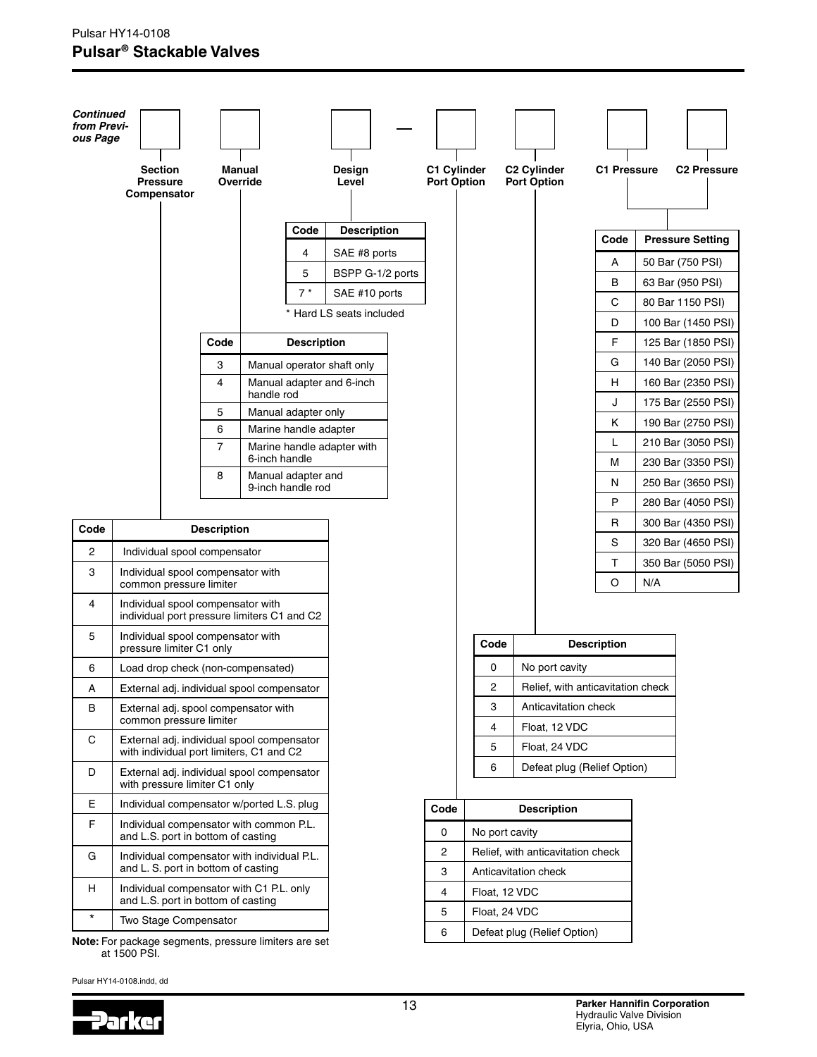*Continued from Previous Page*

Section Pressure Compensator | Manual Override | Design Level — C1 Cylinder Port Option | C2 Cylinder Port Option | C1 Pressure | C2 Pressure

**Design Level**

| Code | Description |
|---|---|
| 4 | SAE #8 ports |
| 5 | BSPP G-1/2 ports |
| 7 * | SAE #10 ports |

* Hard LS seats included

**Manual Override**

| Code | Description |
|---|---|
| 3 | Manual operator shaft only |
| 4 | Manual adapter and 6-inch handle rod |
| 5 | Manual adapter only |
| 6 | Marine handle adapter |
| 7 | Marine handle adapter with 6-inch handle |
| 8 | Manual adapter and 9-inch handle rod |

**Section Pressure Compensator**

| Code | Description |
|---|---|
| 2 | Individual spool compensator |
| 3 | Individual spool compensator with common pressure limiter |
| 4 | Individual spool compensator with individual port pressure limiters C1 and C2 |
| 5 | Individual spool compensator with pressure limiter C1 only |
| 6 | Load drop check (non-compensated) |
| A | External adj. individual spool compensator |
| B | External adj. spool compensator with common pressure limiter |
| C | External adj. individual spool compensator with individual port limiters, C1 and C2 |
| D | External adj. individual spool compensator with pressure limiter C1 only |
| E | Individual compensator w/ported L.S. plug |
| F | Individual compensator with common P.L. and L.S. port in bottom of casting |
| G | Individual compensator with individual P.L. and L. S. port in bottom of casting |
| H | Individual compensator with C1 P.L. only and L.S. port in bottom of casting |
| * | Two Stage Compensator |

**Note:** For package segments, pressure limiters are set at 1500 PSI.

**C1 Pressure / C2 Pressure**

| Code | Pressure Setting |
|---|---|
| A | 50 Bar (750 PSI) |
| B | 63 Bar (950 PSI) |
| C | 80 Bar 1150 PSI) |
| D | 100 Bar (1450 PSI) |
| F | 125 Bar (1850 PSI) |
| G | 140 Bar (2050 PSI) |
| H | 160 Bar (2350 PSI) |
| J | 175 Bar (2550 PSI) |
| K | 190 Bar (2750 PSI) |
| L | 210 Bar (3050 PSI) |
| M | 230 Bar (3350 PSI) |
| N | 250 Bar (3650 PSI) |
| P | 280 Bar (4050 PSI) |
| R | 300 Bar (4350 PSI) |
| S | 320 Bar (4650 PSI) |
| T | 350 Bar (5050 PSI) |
| O | N/A |

**C2 Cylinder Port Option**

| Code | Description |
|---|---|
| 0 | No port cavity |
| 2 | Relief, with anticavitation check |
| 3 | Anticavitation check |
| 4 | Float, 12 VDC |
| 5 | Float, 24 VDC |
| 6 | Defeat plug (Relief Option) |

**C1 Cylinder Port Option**

| Code | Description |
|---|---|
| 0 | No port cavity |
| 2 | Relief, with anticavitation check |
| 3 | Anticavitation check |
| 4 | Float, 12 VDC |
| 5 | Float, 24 VDC |
| 6 | Defeat plug (Relief Option) |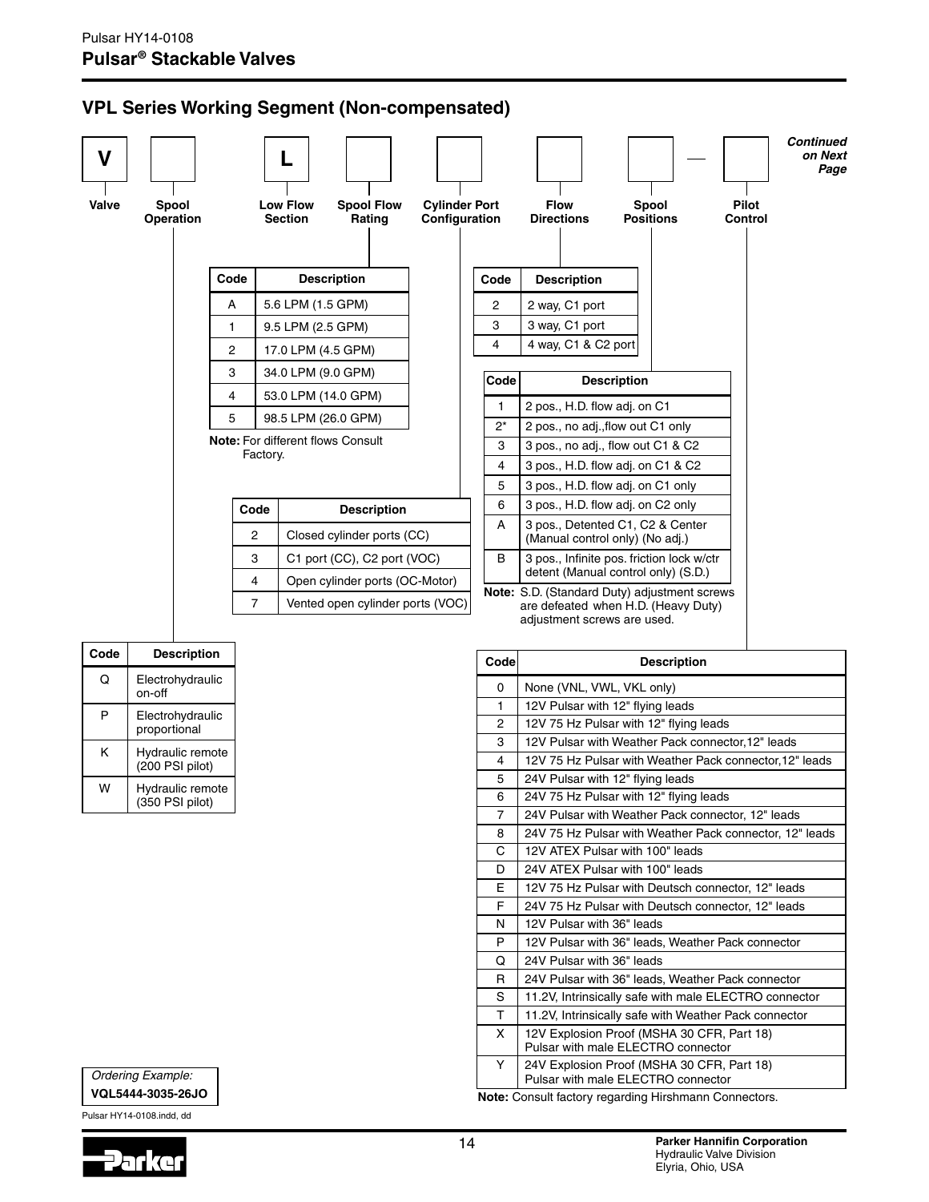## VPL Series Working Segment (Non-compensated)

| V | | L | | | | | — | | *Continued on Next Page* |
|---|---|---|---|---|---|---|---|---|---|
| Valve | Spool Operation | Low Flow Section | Spool Flow Rating | Cylinder Port Configuration | Flow Directions | Spool Positions | | Pilot Control | |

**Spool Flow Rating**

| Code | Description |
|---|---|
| A | 5.6 LPM (1.5 GPM) |
| 1 | 9.5 LPM (2.5 GPM) |
| 2 | 17.0 LPM (4.5 GPM) |
| 3 | 34.0 LPM (9.0 GPM) |
| 4 | 53.0 LPM (14.0 GPM) |
| 5 | 98.5 LPM (26.0 GPM) |

**Note:** For different flows Consult Factory.

**Cylinder Port Configuration**

| Code | Description |
|---|---|
| 2 | Closed cylinder ports (CC) |
| 3 | C1 port (CC), C2 port (VOC) |
| 4 | Open cylinder ports (OC-Motor) |
| 7 | Vented open cylinder ports (VOC) |

**Flow Directions**

| Code | Description |
|---|---|
| 2 | 2 way, C1 port |
| 3 | 3 way, C1 port |
| 4 | 4 way, C1 & C2 port |

**Spool Positions**

| Code | Description |
|---|---|
| 1 | 2 pos., H.D. flow adj. on C1 |
| 2* | 2 pos., no adj.,flow out C1 only |
| 3 | 3 pos., no adj., flow out C1 & C2 |
| 4 | 3 pos., H.D. flow adj. on C1 & C2 |
| 5 | 3 pos., H.D. flow adj. on C1 only |
| 6 | 3 pos., H.D. flow adj. on C2 only |
| A | 3 pos., Detented C1, C2 & Center (Manual control only) (No adj.) |
| B | 3 pos., Infinite pos. friction lock w/ctr detent (Manual control only) (S.D.) |

**Note:** S.D. (Standard Duty) adjustment screws are defeated when H.D. (Heavy Duty) adjustment screws are used.

**Spool Operation**

| Code | Description |
|---|---|
| Q | Electrohydraulic on-off |
| P | Electrohydraulic proportional |
| K | Hydraulic remote (200 PSI pilot) |
| W | Hydraulic remote (350 PSI pilot) |

**Pilot Control**

| Code | Description |
|---|---|
| 0 | None (VNL, VWL, VKL only) |
| 1 | 12V Pulsar with 12" flying leads |
| 2 | 12V 75 Hz Pulsar with 12" flying leads |
| 3 | 12V Pulsar with Weather Pack connector,12" leads |
| 4 | 12V 75 Hz Pulsar with Weather Pack connector,12" leads |
| 5 | 24V Pulsar with 12" flying leads |
| 6 | 24V 75 Hz Pulsar with 12" flying leads |
| 7 | 24V Pulsar with Weather Pack connector, 12" leads |
| 8 | 24V 75 Hz Pulsar with Weather Pack connector, 12" leads |
| C | 12V ATEX Pulsar with 100" leads |
| D | 24V ATEX Pulsar with 100" leads |
| E | 12V 75 Hz Pulsar with Deutsch connector, 12" leads |
| F | 24V 75 Hz Pulsar with Deutsch connector, 12" leads |
| N | 12V Pulsar with 36" leads |
| P | 12V Pulsar with 36" leads, Weather Pack connector |
| Q | 24V Pulsar with 36" leads |
| R | 24V Pulsar with 36" leads, Weather Pack connector |
| S | 11.2V, Intrinsically safe with male ELECTRO connector |
| T | 11.2V, Intrinsically safe with Weather Pack connector |
| X | 12V Explosion Proof (MSHA 30 CFR, Part 18) Pulsar with male ELECTRO connector |
| Y | 24V Explosion Proof (MSHA 30 CFR, Part 18) Pulsar with male ELECTRO connector |

**Note:** Consult factory regarding Hirshmann Connectors.

*Ordering Example:*
**VQL5444-3035-26JO**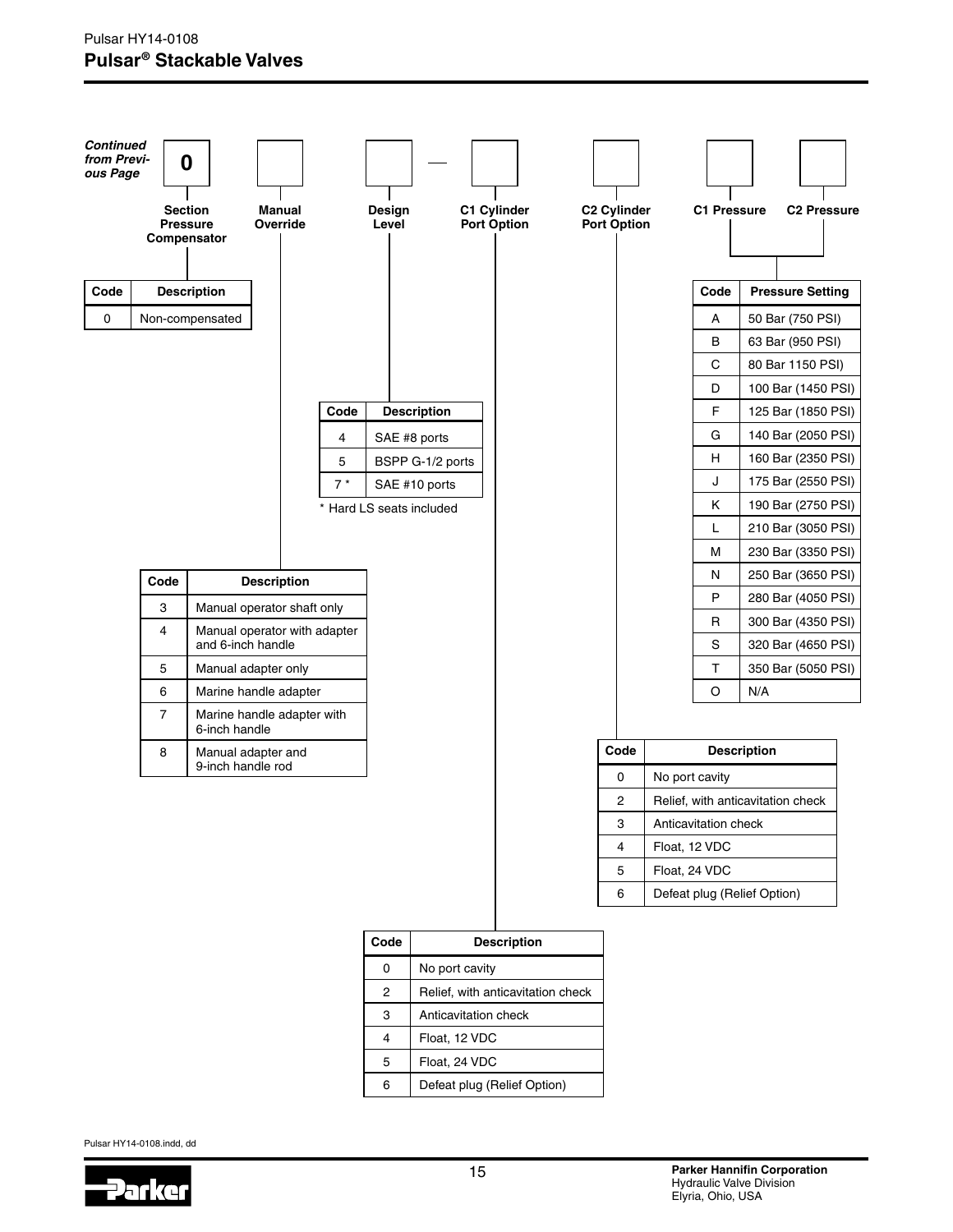## Pulsar® Stackable Valves

*Continued from Previous Page*

**0** — Section Pressure Compensator | Manual Override | Design Level — C1 Cylinder Port Option | C2 Cylinder Port Option | C1 Pressure | C2 Pressure

### Section Pressure Compensator

| Code | Description |
|---|---|
| 0 | Non-compensated |

### Manual Override

| Code | Description |
|---|---|
| 3 | Manual operator shaft only |
| 4 | Manual operator with adapter and 6-inch handle |
| 5 | Manual adapter only |
| 6 | Marine handle adapter |
| 7 | Marine handle adapter with 6-inch handle |
| 8 | Manual adapter and 9-inch handle rod |

### Design Level

| Code | Description |
|---|---|
| 4 | SAE #8 ports |
| 5 | BSPP G-1/2 ports |
| 7 * | SAE #10 ports |

* Hard LS seats included

### C1 Cylinder Port Option

| Code | Description |
|---|---|
| 0 | No port cavity |
| 2 | Relief, with anticavitation check |
| 3 | Anticavitation check |
| 4 | Float, 12 VDC |
| 5 | Float, 24 VDC |
| 6 | Defeat plug (Relief Option) |

### C2 Cylinder Port Option

| Code | Description |
|---|---|
| 0 | No port cavity |
| 2 | Relief, with anticavitation check |
| 3 | Anticavitation check |
| 4 | Float, 12 VDC |
| 5 | Float, 24 VDC |
| 6 | Defeat plug (Relief Option) |

### C1 Pressure / C2 Pressure

| Code | Pressure Setting |
|---|---|
| A | 50 Bar (750 PSI) |
| B | 63 Bar (950 PSI) |
| C | 80 Bar 1150 PSI) |
| D | 100 Bar (1450 PSI) |
| F | 125 Bar (1850 PSI) |
| G | 140 Bar (2050 PSI) |
| H | 160 Bar (2350 PSI) |
| J | 175 Bar (2550 PSI) |
| K | 190 Bar (2750 PSI) |
| L | 210 Bar (3050 PSI) |
| M | 230 Bar (3350 PSI) |
| N | 250 Bar (3650 PSI) |
| P | 280 Bar (4050 PSI) |
| R | 300 Bar (4350 PSI) |
| S | 320 Bar (4650 PSI) |
| T | 350 Bar (5050 PSI) |
| O | N/A |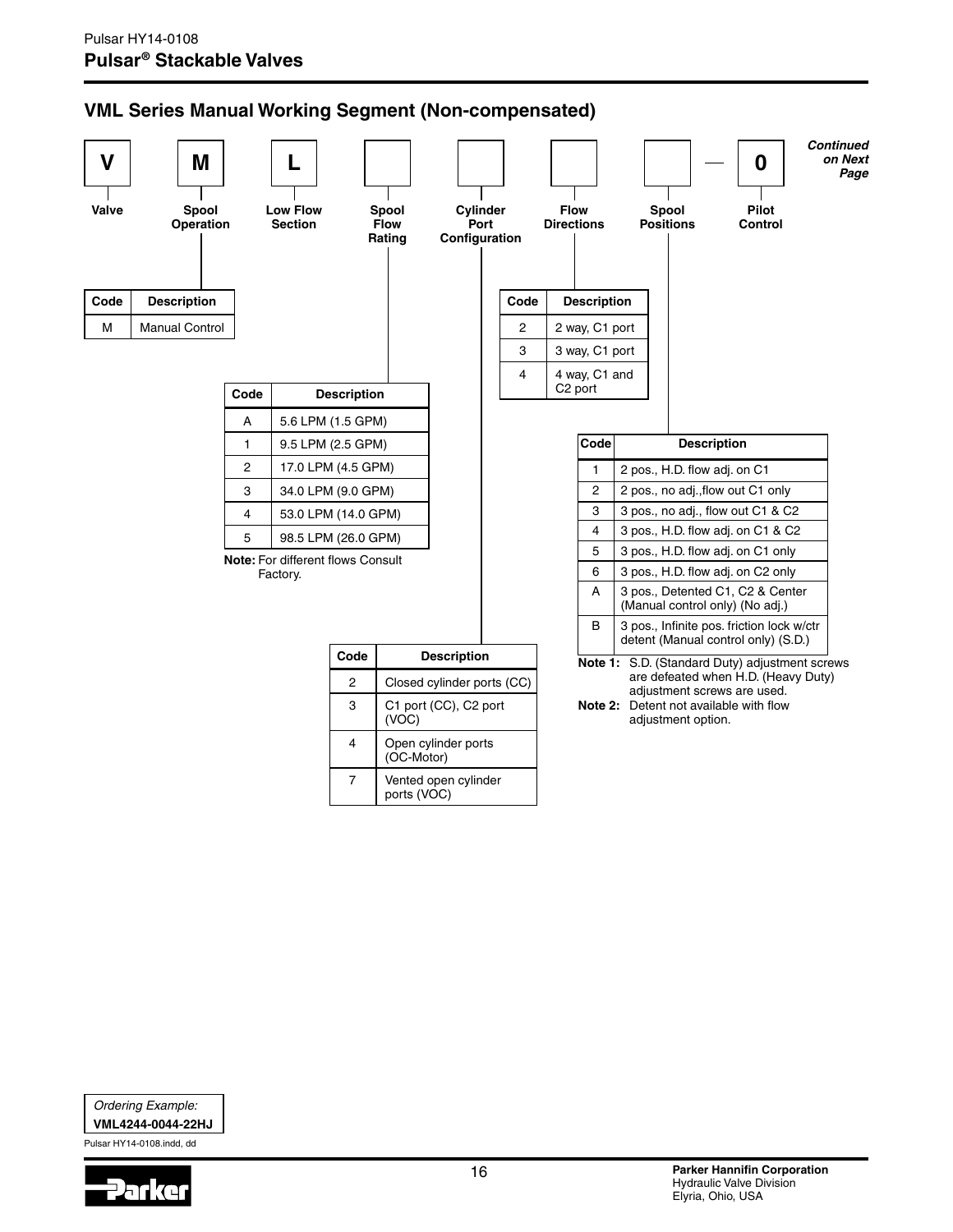## VML Series Manual Working Segment (Non-compensated)

| V | M | L | | | | | — | 0 |
|---|---|---|---|---|---|---|---|---|
| Valve | Spool Operation | Low Flow Section | Spool Flow Rating | Cylinder Port Configuration | Flow Directions | Spool Positions | | Pilot Control |

***Continued on Next Page***

**Spool Operation**

| Code | Description |
|---|---|
| M | Manual Control |

**Spool Flow Rating**

| Code | Description |
|---|---|
| A | 5.6 LPM (1.5 GPM) |
| 1 | 9.5 LPM (2.5 GPM) |
| 2 | 17.0 LPM (4.5 GPM) |
| 3 | 34.0 LPM (9.0 GPM) |
| 4 | 53.0 LPM (14.0 GPM) |
| 5 | 98.5 LPM (26.0 GPM) |

**Note:** For different flows Consult Factory.

**Cylinder Port Configuration**

| Code | Description |
|---|---|
| 2 | Closed cylinder ports (CC) |
| 3 | C1 port (CC), C2 port (VOC) |
| 4 | Open cylinder ports (OC-Motor) |
| 7 | Vented open cylinder ports (VOC) |

**Flow Directions**

| Code | Description |
|---|---|
| 2 | 2 way, C1 port |
| 3 | 3 way, C1 port |
| 4 | 4 way, C1 and C2 port |

**Spool Positions**

| Code | Description |
|---|---|
| 1 | 2 pos., H.D. flow adj. on C1 |
| 2 | 2 pos., no adj.,flow out C1 only |
| 3 | 3 pos., no adj., flow out C1 & C2 |
| 4 | 3 pos., H.D. flow adj. on C1 & C2 |
| 5 | 3 pos., H.D. flow adj. on C1 only |
| 6 | 3 pos., H.D. flow adj. on C2 only |
| A | 3 pos., Detented C1, C2 & Center (Manual control only) (No adj.) |
| B | 3 pos., Infinite pos. friction lock w/ctr detent (Manual control only) (S.D.) |

**Note 1:** S.D. (Standard Duty) adjustment screws are defeated when H.D. (Heavy Duty) adjustment screws are used.

**Note 2:** Detent not available with flow adjustment option.

*Ordering Example:*
**VML4244-0044-22HJ**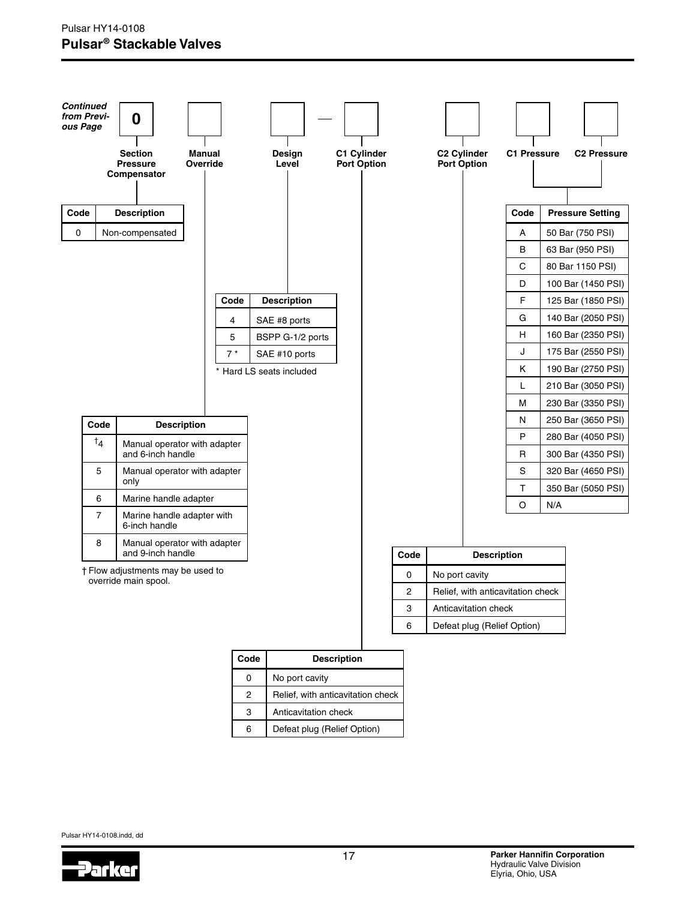*Continued from Previous Page*

**0** | ☐ | ☐ — ☐ | ☐ | ☐ | ☐

**Section Pressure Compensator** | **Manual Override** | **Design Level** | **C1 Cylinder Port Option** | **C2 Cylinder Port Option** | **C1 Pressure** | **C2 Pressure**

**Section Pressure Compensator**

| Code | Description |
|---|---|
| 0 | Non-compensated |

**Manual Override**

| Code | Description |
|---|---|
| †4 | Manual operator with adapter and 6-inch handle |
| 5 | Manual operator with adapter only |
| 6 | Marine handle adapter |
| 7 | Marine handle adapter with 6-inch handle |
| 8 | Manual operator with adapter and 9-inch handle |

† Flow adjustments may be used to override main spool.

**Design Level**

| Code | Description |
|---|---|
| 4 | SAE #8 ports |
| 5 | BSPP G-1/2 ports |
| 7 * | SAE #10 ports |

* Hard LS seats included

**C1 Cylinder Port Option**

| Code | Description |
|---|---|
| 0 | No port cavity |
| 2 | Relief, with anticavitation check |
| 3 | Anticavitation check |
| 6 | Defeat plug (Relief Option) |

**C2 Cylinder Port Option**

| Code | Description |
|---|---|
| 0 | No port cavity |
| 2 | Relief, with anticavitation check |
| 3 | Anticavitation check |
| 6 | Defeat plug (Relief Option) |

**C1 Pressure / C2 Pressure**

| Code | Pressure Setting |
|---|---|
| A | 50 Bar (750 PSI) |
| B | 63 Bar (950 PSI) |
| C | 80 Bar 1150 PSI) |
| D | 100 Bar (1450 PSI) |
| F | 125 Bar (1850 PSI) |
| G | 140 Bar (2050 PSI) |
| H | 160 Bar (2350 PSI) |
| J | 175 Bar (2550 PSI) |
| K | 190 Bar (2750 PSI) |
| L | 210 Bar (3050 PSI) |
| M | 230 Bar (3350 PSI) |
| N | 250 Bar (3650 PSI) |
| P | 280 Bar (4050 PSI) |
| R | 300 Bar (4350 PSI) |
| S | 320 Bar (4650 PSI) |
| T | 350 Bar (5050 PSI) |
| O | N/A |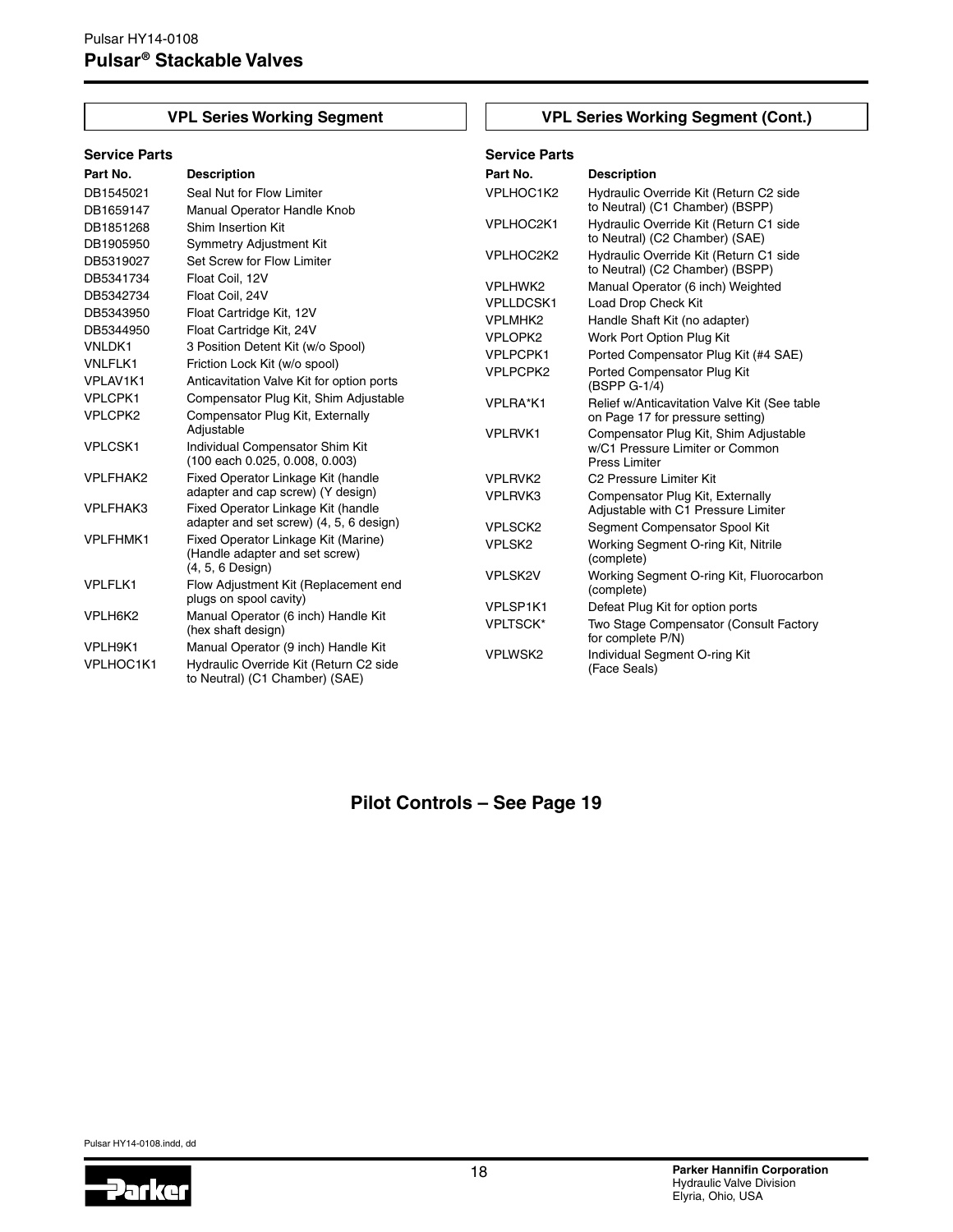## VPL Series Working Segment

### Service Parts

| Part No. | Description |
|---|---|
| DB1545021 | Seal Nut for Flow Limiter |
| DB1659147 | Manual Operator Handle Knob |
| DB1851268 | Shim Insertion Kit |
| DB1905950 | Symmetry Adjustment Kit |
| DB5319027 | Set Screw for Flow Limiter |
| DB5341734 | Float Coil, 12V |
| DB5342734 | Float Coil, 24V |
| DB5343950 | Float Cartridge Kit, 12V |
| DB5344950 | Float Cartridge Kit, 24V |
| VNLDK1 | 3 Position Detent Kit (w/o Spool) |
| VNLFLK1 | Friction Lock Kit (w/o spool) |
| VPLAV1K1 | Anticavitation Valve Kit for option ports |
| VPLCPK1 | Compensator Plug Kit, Shim Adjustable |
| VPLCPK2 | Compensator Plug Kit, Externally Adjustable |
| VPLCSK1 | Individual Compensator Shim Kit (100 each 0.025, 0.008, 0.003) |
| VPLFHAK2 | Fixed Operator Linkage Kit (handle adapter and cap screw) (Y design) |
| VPLFHAK3 | Fixed Operator Linkage Kit (handle adapter and set screw) (4, 5, 6 design) |
| VPLFHMK1 | Fixed Operator Linkage Kit (Marine) (Handle adapter and set screw) (4, 5, 6 Design) |
| VPLFLK1 | Flow Adjustment Kit (Replacement end plugs on spool cavity) |
| VPLH6K2 | Manual Operator (6 inch) Handle Kit (hex shaft design) |
| VPLH9K1 | Manual Operator (9 inch) Handle Kit |
| VPLHOC1K1 | Hydraulic Override Kit (Return C2 side to Neutral) (C1 Chamber) (SAE) |

## VPL Series Working Segment (Cont.)

### Service Parts

| Part No. | Description |
|---|---|
| VPLHOC1K2 | Hydraulic Override Kit (Return C2 side to Neutral) (C1 Chamber) (BSPP) |
| VPLHOC2K1 | Hydraulic Override Kit (Return C1 side to Neutral) (C2 Chamber) (SAE) |
| VPLHOC2K2 | Hydraulic Override Kit (Return C1 side to Neutral) (C2 Chamber) (BSPP) |
| VPLHWK2 | Manual Operator (6 inch) Weighted |
| VPLLDCSK1 | Load Drop Check Kit |
| VPLMHK2 | Handle Shaft Kit (no adapter) |
| VPLOPK2 | Work Port Option Plug Kit |
| VPLPCPK1 | Ported Compensator Plug Kit (#4 SAE) |
| VPLPCPK2 | Ported Compensator Plug Kit (BSPP G-1/4) |
| VPLRA*K1 | Relief w/Anticavitation Valve Kit (See table on Page 17 for pressure setting) |
| VPLRVK1 | Compensator Plug Kit, Shim Adjustable w/C1 Pressure Limiter or Common Press Limiter |
| VPLRVK2 | C2 Pressure Limiter Kit |
| VPLRVK3 | Compensator Plug Kit, Externally Adjustable with C1 Pressure Limiter |
| VPLSCK2 | Segment Compensator Spool Kit |
| VPLSK2 | Working Segment O-ring Kit, Nitrile (complete) |
| VPLSK2V | Working Segment O-ring Kit, Fluorocarbon (complete) |
| VPLSP1K1 | Defeat Plug Kit for option ports |
| VPLTSCK* | Two Stage Compensator (Consult Factory for complete P/N) |
| VPLWSK2 | Individual Segment O-ring Kit (Face Seals) |

**Pilot Controls – See Page 19**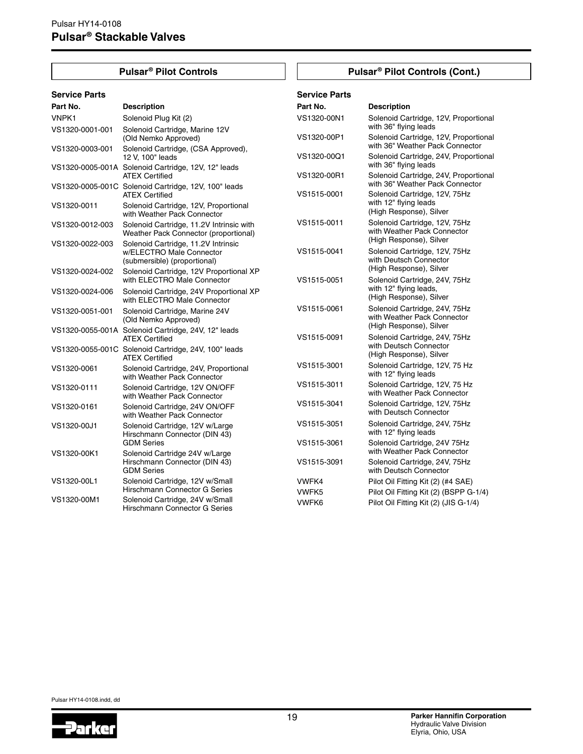## Pulsar® Pilot Controls

### Service Parts

| Part No. | Description |
|---|---|
| VNPK1 | Solenoid Plug Kit (2) |
| VS1320-0001-001 | Solenoid Cartridge, Marine 12V (Old Nemko Approved) |
| VS1320-0003-001 | Solenoid Cartridge, (CSA Approved), 12 V, 100" leads |
| VS1320-0005-001A | Solenoid Cartridge, 12V, 12" leads ATEX Certified |
| VS1320-0005-001C | Solenoid Cartridge, 12V, 100" leads ATEX Certified |
| VS1320-0011 | Solenoid Cartridge, 12V, Proportional with Weather Pack Connector |
| VS1320-0012-003 | Solenoid Cartridge, 11.2V Intrinsic with Weather Pack Connector (proportional) |
| VS1320-0022-003 | Solenoid Cartridge, 11.2V Intrinsic w/ELECTRO Male Connector (submersible) (proportional) |
| VS1320-0024-002 | Solenoid Cartridge, 12V Proportional XP with ELECTRO Male Connector |
| VS1320-0024-006 | Solenoid Cartridge, 24V Proportional XP with ELECTRO Male Connector |
| VS1320-0051-001 | Solenoid Cartridge, Marine 24V (Old Nemko Approved) |
| VS1320-0055-001A | Solenoid Cartridge, 24V, 12" leads ATEX Certified |
| VS1320-0055-001C | Solenoid Cartridge, 24V, 100" leads ATEX Certified |
| VS1320-0061 | Solenoid Cartridge, 24V, Proportional with Weather Pack Connector |
| VS1320-0111 | Solenoid Cartridge, 12V ON/OFF with Weather Pack Connector |
| VS1320-0161 | Solenoid Cartridge, 24V ON/OFF with Weather Pack Connector |
| VS1320-00J1 | Solenoid Cartridge, 12V w/Large Hirschmann Connector (DIN 43) GDM Series |
| VS1320-00K1 | Solenoid Cartridge 24V w/Large Hirschmann Connector (DIN 43) GDM Series |
| VS1320-00L1 | Solenoid Cartridge, 12V w/Small Hirschmann Connector G Series |
| VS1320-00M1 | Solenoid Cartridge, 24V w/Small Hirschmann Connector G Series |

## Pulsar® Pilot Controls (Cont.)

### Service Parts

| Part No. | Description |
|---|---|
| VS1320-00N1 | Solenoid Cartridge, 12V, Proportional with 36" flying leads |
| VS1320-00P1 | Solenoid Cartridge, 12V, Proportional with 36" Weather Pack Connector |
| VS1320-00Q1 | Solenoid Cartridge, 24V, Proportional with 36" flying leads |
| VS1320-00R1 | Solenoid Cartridge, 24V, Proportional with 36" Weather Pack Connector |
| VS1515-0001 | Solenoid Cartridge, 12V, 75Hz with 12" flying leads (High Response), Silver |
| VS1515-0011 | Solenoid Cartridge, 12V, 75Hz with Weather Pack Connector (High Response), Silver |
| VS1515-0041 | Solenoid Cartridge, 12V, 75Hz with Deutsch Connector (High Response), Silver |
| VS1515-0051 | Solenoid Cartridge, 24V, 75Hz with 12" flying leads, (High Response), Silver |
| VS1515-0061 | Solenoid Cartridge, 24V, 75Hz with Weather Pack Connector (High Response), Silver |
| VS1515-0091 | Solenoid Cartridge, 24V, 75Hz with Deutsch Connector (High Response), Silver |
| VS1515-3001 | Solenoid Cartridge, 12V, 75 Hz with 12" flying leads |
| VS1515-3011 | Solenoid Cartridge, 12V, 75 Hz with Weather Pack Connector |
| VS1515-3041 | Solenoid Cartridge, 12V, 75Hz with Deutsch Connector |
| VS1515-3051 | Solenoid Cartridge, 24V, 75Hz with 12" flying leads |
| VS1515-3061 | Solenoid Cartridge, 24V 75Hz with Weather Pack Connector |
| VS1515-3091 | Solenoid Cartridge, 24V, 75Hz with Deutsch Connector |
| VWFK4 | Pilot Oil Fitting Kit (2) (#4 SAE) |
| VWFK5 | Pilot Oil Fitting Kit (2) (BSPP G-1/4) |
| VWFK6 | Pilot Oil Fitting Kit (2) (JIS G-1/4) |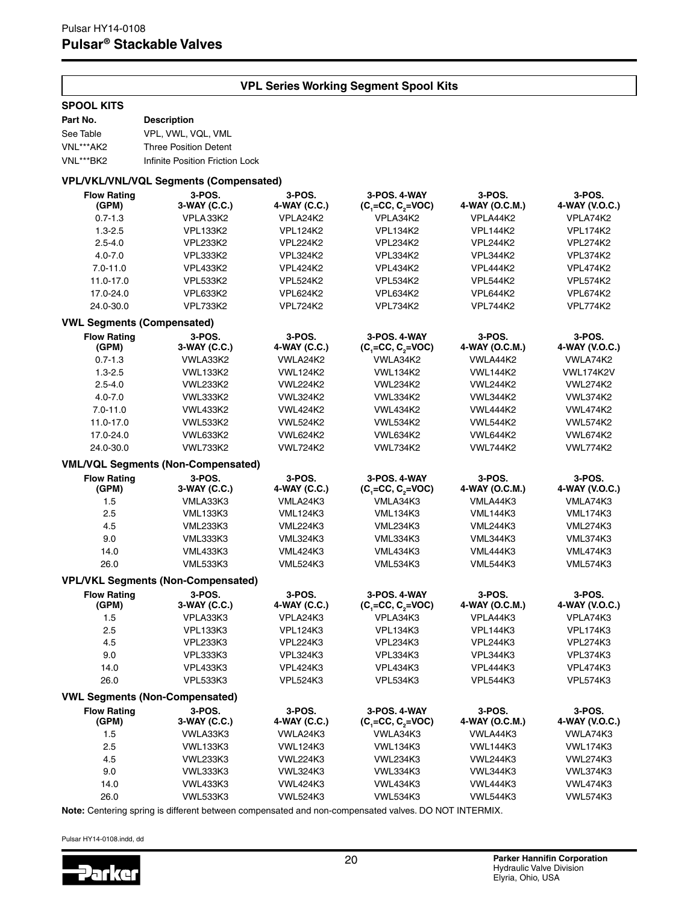## VPL Series Working Segment Spool Kits

### SPOOL KITS

| Part No. | Description |
|---|---|
| See Table | VPL, VWL, VQL, VML |
| VNL***AK2 | Three Position Detent |
| VNL***BK2 | Infinite Position Friction Lock |

### VPL/VKL/VNL/VQL Segments (Compensated)

| Flow Rating (GPM) | 3-POS. 3-WAY (C.C.) | 3-POS. 4-WAY (C.C.) | 3-POS. 4-WAY ($C_1$=CC, $C_2$=VOC) | 3-POS. 4-WAY (O.C.M.) | 3-POS. 4-WAY (V.O.C.) |
|---|---|---|---|---|---|
| 0.7-1.3 | VPLA33K2 | VPLA24K2 | VPLA34K2 | VPLA44K2 | VPLA74K2 |
| 1.3-2.5 | VPL133K2 | VPL124K2 | VPL134K2 | VPL144K2 | VPL174K2 |
| 2.5-4.0 | VPL233K2 | VPL224K2 | VPL234K2 | VPL244K2 | VPL274K2 |
| 4.0-7.0 | VPL333K2 | VPL324K2 | VPL334K2 | VPL344K2 | VPL374K2 |
| 7.0-11.0 | VPL433K2 | VPL424K2 | VPL434K2 | VPL444K2 | VPL474K2 |
| 11.0-17.0 | VPL533K2 | VPL524K2 | VPL534K2 | VPL544K2 | VPL574K2 |
| 17.0-24.0 | VPL633K2 | VPL624K2 | VPL634K2 | VPL644K2 | VPL674K2 |
| 24.0-30.0 | VPL733K2 | VPL724K2 | VPL734K2 | VPL744K2 | VPL774K2 |

### VWL Segments (Compensated)

| Flow Rating (GPM) | 3-POS. 3-WAY (C.C.) | 3-POS. 4-WAY (C.C.) | 3-POS. 4-WAY ($C_1$=CC, $C_2$=VOC) | 3-POS. 4-WAY (O.C.M.) | 3-POS. 4-WAY (V.O.C.) |
|---|---|---|---|---|---|
| 0.7-1.3 | VWLA33K2 | VWLA24K2 | VWLA34K2 | VWLA44K2 | VWLA74K2 |
| 1.3-2.5 | VWL133K2 | VWL124K2 | VWL134K2 | VWL144K2 | VWL174K2V |
| 2.5-4.0 | VWL233K2 | VWL224K2 | VWL234K2 | VWL244K2 | VWL274K2 |
| 4.0-7.0 | VWL333K2 | VWL324K2 | VWL334K2 | VWL344K2 | VWL374K2 |
| 7.0-11.0 | VWL433K2 | VWL424K2 | VWL434K2 | VWL444K2 | VWL474K2 |
| 11.0-17.0 | VWL533K2 | VWL524K2 | VWL534K2 | VWL544K2 | VWL574K2 |
| 17.0-24.0 | VWL633K2 | VWL624K2 | VWL634K2 | VWL644K2 | VWL674K2 |
| 24.0-30.0 | VWL733K2 | VWL724K2 | VWL734K2 | VWL744K2 | VWL774K2 |

### VML/VQL Segments (Non-Compensated)

| Flow Rating (GPM) | 3-POS. 3-WAY (C.C.) | 3-POS. 4-WAY (C.C.) | 3-POS. 4-WAY ($C_1$=CC, $C_2$=VOC) | 3-POS. 4-WAY (O.C.M.) | 3-POS. 4-WAY (V.O.C.) |
|---|---|---|---|---|---|
| 1.5 | VMLA33K3 | VMLA24K3 | VMLA34K3 | VMLA44K3 | VMLA74K3 |
| 2.5 | VML133K3 | VML124K3 | VML134K3 | VML144K3 | VML174K3 |
| 4.5 | VML233K3 | VML224K3 | VML234K3 | VML244K3 | VML274K3 |
| 9.0 | VML333K3 | VML324K3 | VML334K3 | VML344K3 | VML374K3 |
| 14.0 | VML433K3 | VML424K3 | VML434K3 | VML444K3 | VML474K3 |
| 26.0 | VML533K3 | VML524K3 | VML534K3 | VML544K3 | VML574K3 |

### VPL/VKL Segments (Non-Compensated)

| Flow Rating (GPM) | 3-POS. 3-WAY (C.C.) | 3-POS. 4-WAY (C.C.) | 3-POS. 4-WAY ($C_1$=CC, $C_2$=VOC) | 3-POS. 4-WAY (O.C.M.) | 3-POS. 4-WAY (V.O.C.) |
|---|---|---|---|---|---|
| 1.5 | VPLA33K3 | VPLA24K3 | VPLA34K3 | VPLA44K3 | VPLA74K3 |
| 2.5 | VPL133K3 | VPL124K3 | VPL134K3 | VPL144K3 | VPL174K3 |
| 4.5 | VPL233K3 | VPL224K3 | VPL234K3 | VPL244K3 | VPL274K3 |
| 9.0 | VPL333K3 | VPL324K3 | VPL334K3 | VPL344K3 | VPL374K3 |
| 14.0 | VPL433K3 | VPL424K3 | VPL434K3 | VPL444K3 | VPL474K3 |
| 26.0 | VPL533K3 | VPL524K3 | VPL534K3 | VPL544K3 | VPL574K3 |

### VWL Segments (Non-Compensated)

| Flow Rating (GPM) | 3-POS. 3-WAY (C.C.) | 3-POS. 4-WAY (C.C.) | 3-POS. 4-WAY ($C_1$=CC, $C_2$=VOC) | 3-POS. 4-WAY (O.C.M.) | 3-POS. 4-WAY (V.O.C.) |
|---|---|---|---|---|---|
| 1.5 | VWLA33K3 | VWLA24K3 | VWLA34K3 | VWLA44K3 | VWLA74K3 |
| 2.5 | VWL133K3 | VWL124K3 | VWL134K3 | VWL144K3 | VWL174K3 |
| 4.5 | VWL233K3 | VWL224K3 | VWL234K3 | VWL244K3 | VWL274K3 |
| 9.0 | VWL333K3 | VWL324K3 | VWL334K3 | VWL344K3 | VWL374K3 |
| 14.0 | VWL433K3 | VWL424K3 | VWL434K3 | VWL444K3 | VWL474K3 |
| 26.0 | VWL533K3 | VWL524K3 | VWL534K3 | VWL544K3 | VWL574K3 |

**Note:** Centering spring is different between compensated and non-compensated valves. DO NOT INTERMIX.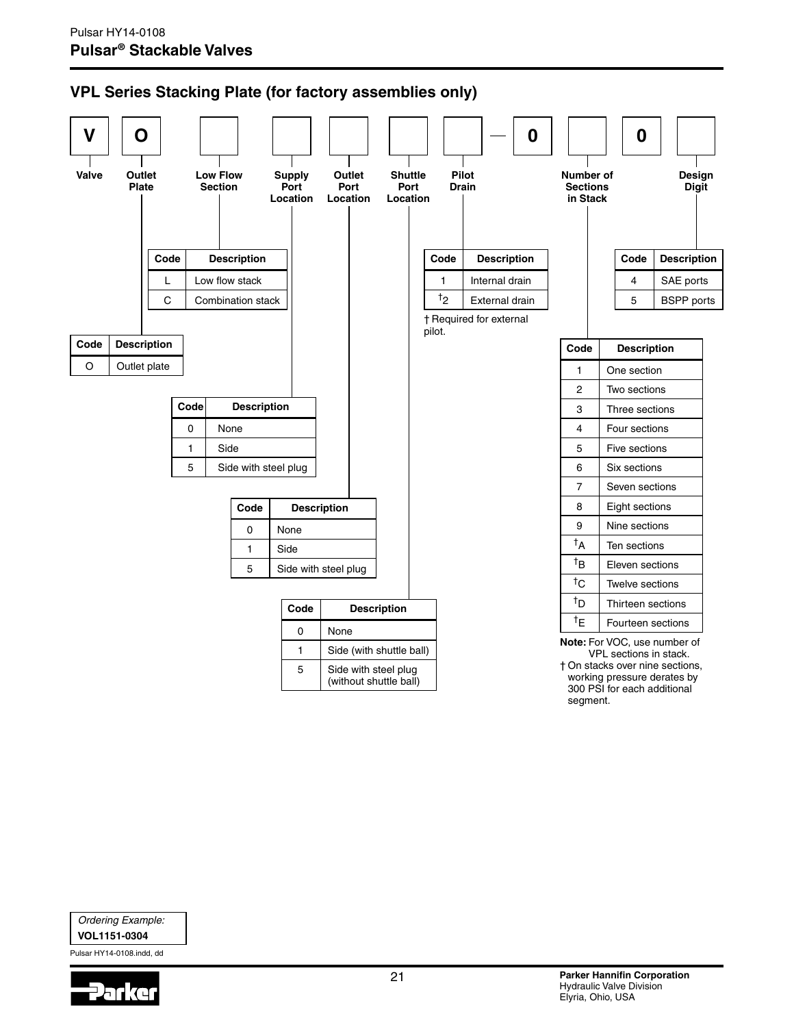## VPL Series Stacking Plate (for factory assemblies only)

| V | O | | | | | | — | 0 | | 0 | |
|---|---|---|---|---|---|---|---|---|---|---|---|
| Valve | Outlet Plate | Low Flow Section | Supply Port Location | Outlet Port Location | Shuttle Port Location | Pilot Drain | | | Number of Sections in Stack | | Design Digit |

**Outlet Plate**

| Code | Description |
|---|---|
| O | Outlet plate |

**Low Flow Section**

| Code | Description |
|---|---|
| L | Low flow stack |
| C | Combination stack |

**Supply Port Location**

| Code | Description |
|---|---|
| 0 | None |
| 1 | Side |
| 5 | Side with steel plug |

**Outlet Port Location**

| Code | Description |
|---|---|
| 0 | None |
| 1 | Side |
| 5 | Side with steel plug |

**Shuttle Port Location**

| Code | Description |
|---|---|
| 0 | None |
| 1 | Side (with shuttle ball) |
| 5 | Side with steel plug (without shuttle ball) |

**Pilot Drain**

| Code | Description |
|---|---|
| 1 | Internal drain |
| †2 | External drain |

† Required for external pilot.

**Number of Sections in Stack**

| Code | Description |
|---|---|
| 1 | One section |
| 2 | Two sections |
| 3 | Three sections |
| 4 | Four sections |
| 5 | Five sections |
| 6 | Six sections |
| 7 | Seven sections |
| 8 | Eight sections |
| 9 | Nine sections |
| †A | Ten sections |
| †B | Eleven sections |
| †C | Twelve sections |
| †D | Thirteen sections |
| †E | Fourteen sections |

**Note:** For VOC, use number of VPL sections in stack.

† On stacks over nine sections, working pressure derates by 300 PSI for each additional segment.

**Design Digit**

| Code | Description |
|---|---|
| 4 | SAE ports |
| 5 | BSPP ports |

*Ordering Example:*
**VOL1151-0304**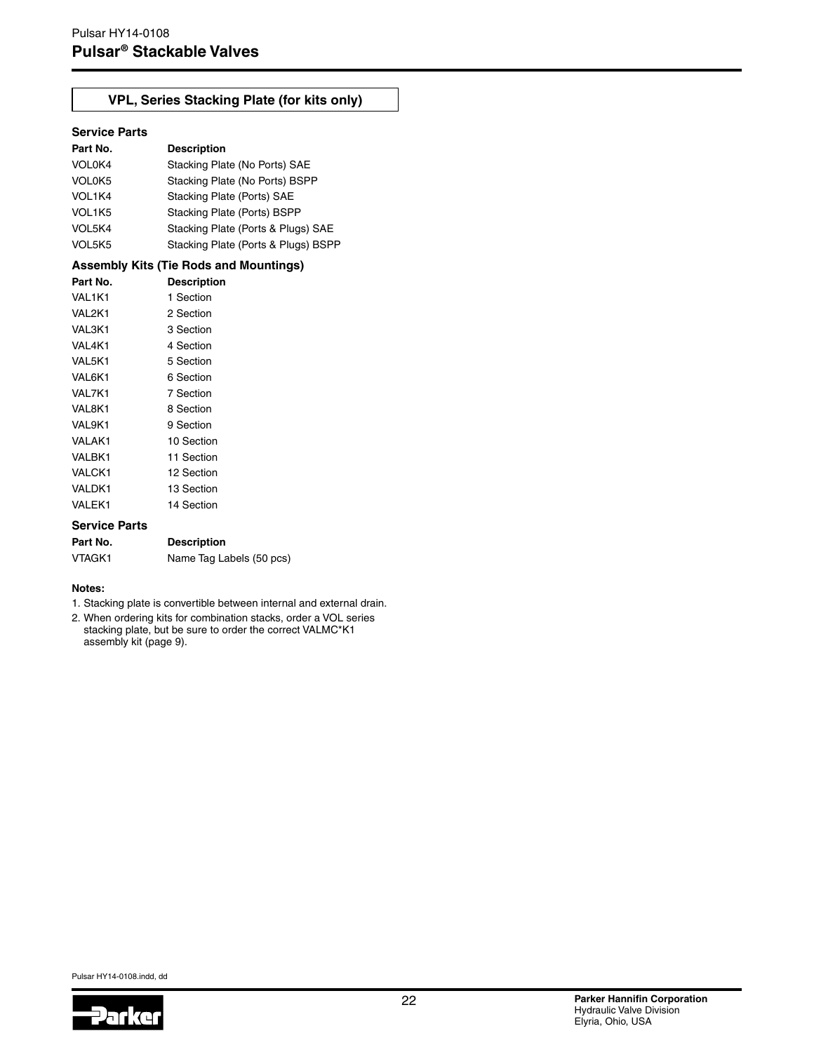## VPL, Series Stacking Plate (for kits only)

### Service Parts

| Part No. | Description |
|---|---|
| VOL0K4 | Stacking Plate (No Ports) SAE |
| VOL0K5 | Stacking Plate (No Ports) BSPP |
| VOL1K4 | Stacking Plate (Ports) SAE |
| VOL1K5 | Stacking Plate (Ports) BSPP |
| VOL5K4 | Stacking Plate (Ports & Plugs) SAE |
| VOL5K5 | Stacking Plate (Ports & Plugs) BSPP |

### Assembly Kits (Tie Rods and Mountings)

| Part No. | Description |
|---|---|
| VAL1K1 | 1 Section |
| VAL2K1 | 2 Section |
| VAL3K1 | 3 Section |
| VAL4K1 | 4 Section |
| VAL5K1 | 5 Section |
| VAL6K1 | 6 Section |
| VAL7K1 | 7 Section |
| VAL8K1 | 8 Section |
| VAL9K1 | 9 Section |
| VALAK1 | 10 Section |
| VALBK1 | 11 Section |
| VALCK1 | 12 Section |
| VALDK1 | 13 Section |
| VALEK1 | 14 Section |

### Service Parts

| Part No. | Description |
|---|---|
| VTAGK1 | Name Tag Labels (50 pcs) |

**Notes:**

1. Stacking plate is convertible between internal and external drain.
2. When ordering kits for combination stacks, order a VOL series stacking plate, but be sure to order the correct VALMC*K1 assembly kit (page 9).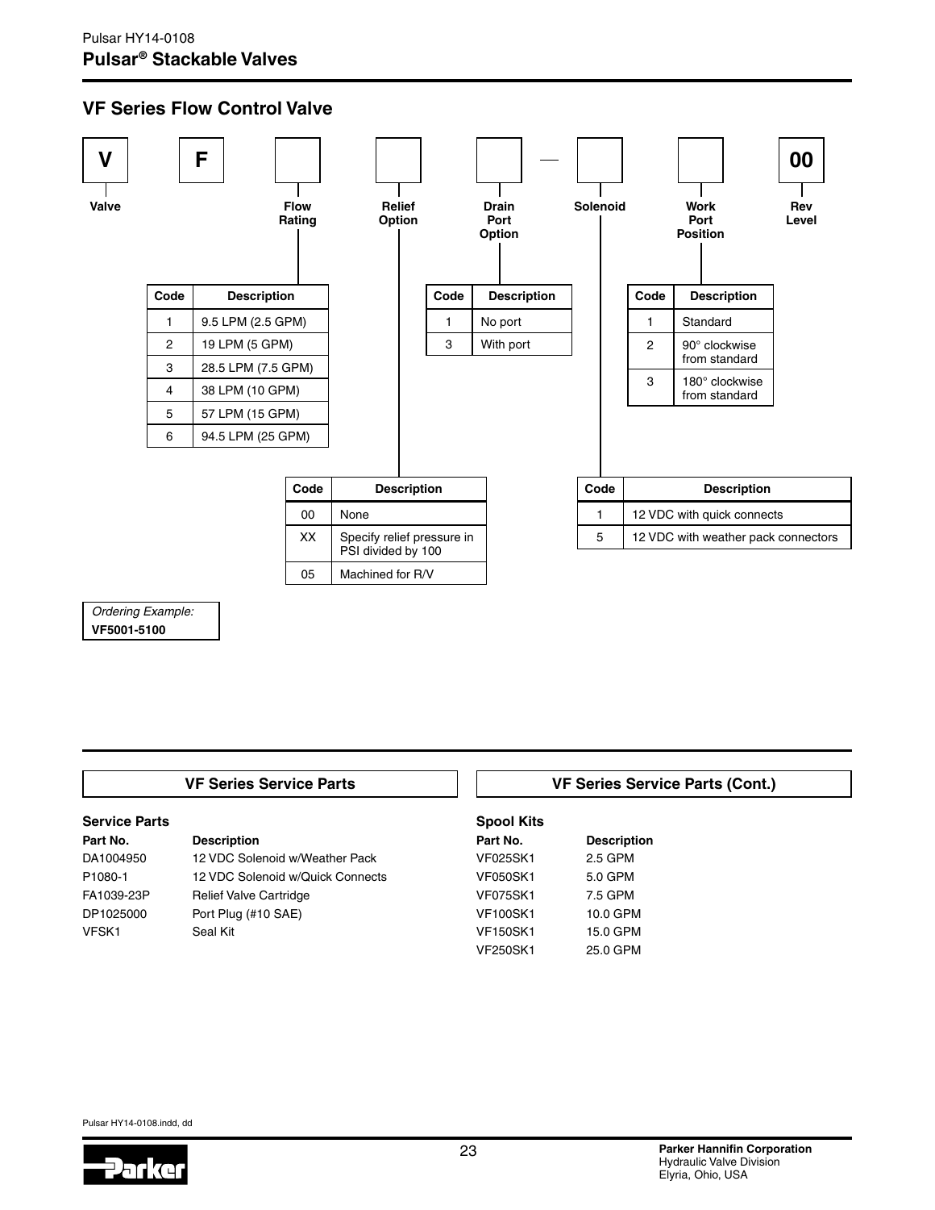## VF Series Flow Control Valve

| V | F | | | | — | | | 00 |
|---|---|---|---|---|---|---|---|---|
| Valve | | Flow Rating | Relief Option | Drain Port Option | | Solenoid | Work Port Position | Rev Level |

**Flow Rating**

| Code | Description |
|---|---|
| 1 | 9.5 LPM (2.5 GPM) |
| 2 | 19 LPM (5 GPM) |
| 3 | 28.5 LPM (7.5 GPM) |
| 4 | 38 LPM (10 GPM) |
| 5 | 57 LPM (15 GPM) |
| 6 | 94.5 LPM (25 GPM) |

**Relief Option**

| Code | Description |
|---|---|
| 00 | None |
| XX | Specify relief pressure in PSI divided by 100 |
| 05 | Machined for R/V |

**Drain Port Option**

| Code | Description |
|---|---|
| 1 | No port |
| 3 | With port |

**Solenoid**

| Code | Description |
|---|---|
| 1 | 12 VDC with quick connects |
| 5 | 12 VDC with weather pack connectors |

**Work Port Position**

| Code | Description |
|---|---|
| 1 | Standard |
| 2 | 90° clockwise from standard |
| 3 | 180° clockwise from standard |

*Ordering Example:*
**VF5001-5100**

### VF Series Service Parts

**Service Parts**

| Part No. | Description |
|---|---|
| DA1004950 | 12 VDC Solenoid w/Weather Pack |
| P1080-1 | 12 VDC Solenoid w/Quick Connects |
| FA1039-23P | Relief Valve Cartridge |
| DP1025000 | Port Plug (#10 SAE) |
| VFSK1 | Seal Kit |

### VF Series Service Parts (Cont.)

**Spool Kits**

| Part No. | Description |
|---|---|
| VF025SK1 | 2.5 GPM |
| VF050SK1 | 5.0 GPM |
| VF075SK1 | 7.5 GPM |
| VF100SK1 | 10.0 GPM |
| VF150SK1 | 15.0 GPM |
| VF250SK1 | 25.0 GPM |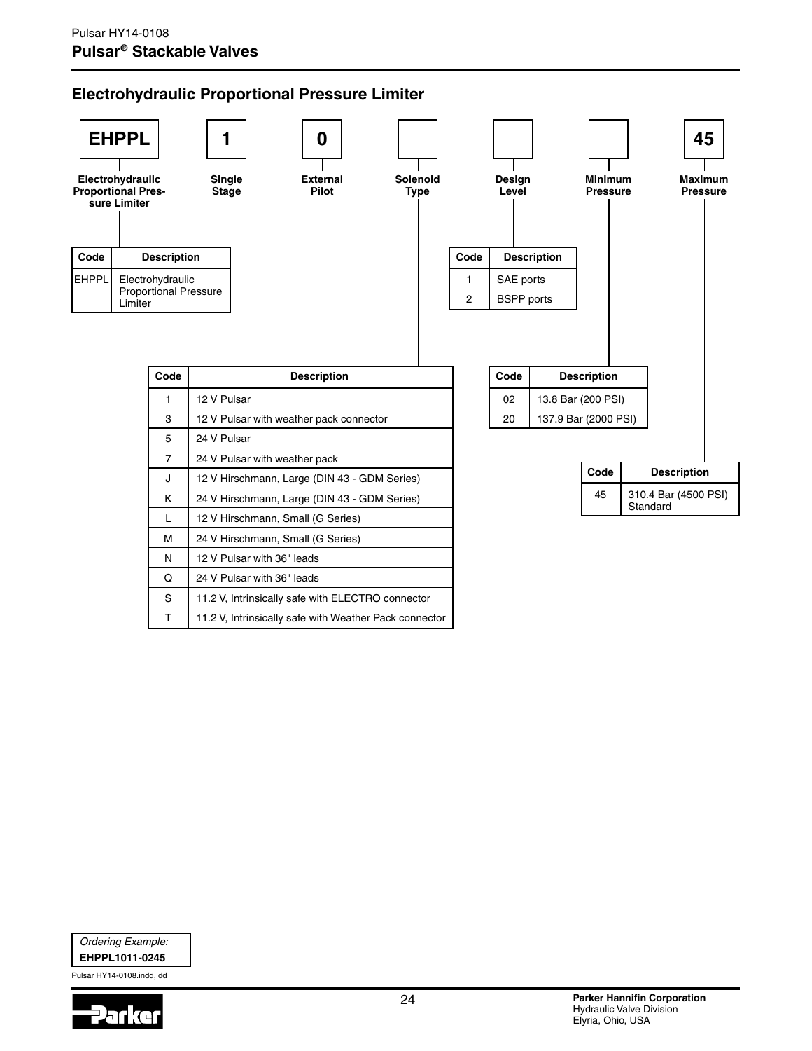## Electrohydraulic Proportional Pressure Limiter

| EHPPL | 1 | 0 | | | — | | 45 |
|---|---|---|---|---|---|---|---|
| Electrohydraulic Proportional Pressure Limiter | Single Stage | External Pilot | Solenoid Type | Design Level | | Minimum Pressure | Maximum Pressure |

| Code | Description |
|---|---|
| EHPPL | Electrohydraulic Proportional Pressure Limiter |

**Design Level**

| Code | Description |
|---|---|
| 1 | SAE ports |
| 2 | BSPP ports |

**Solenoid Type**

| Code | Description |
|---|---|
| 1 | 12 V Pulsar |
| 3 | 12 V Pulsar with weather pack connector |
| 5 | 24 V Pulsar |
| 7 | 24 V Pulsar with weather pack |
| J | 12 V Hirschmann, Large (DIN 43 - GDM Series) |
| K | 24 V Hirschmann, Large (DIN 43 - GDM Series) |
| L | 12 V Hirschmann, Small (G Series) |
| M | 24 V Hirschmann, Small (G Series) |
| N | 12 V Pulsar with 36" leads |
| Q | 24 V Pulsar with 36" leads |
| S | 11.2 V, Intrinsically safe with ELECTRO connector |
| T | 11.2 V, Intrinsically safe with Weather Pack connector |

**Minimum Pressure**

| Code | Description |
|---|---|
| 02 | 13.8 Bar (200 PSI) |
| 20 | 137.9 Bar (2000 PSI) |

**Maximum Pressure**

| Code | Description |
|---|---|
| 45 | 310.4 Bar (4500 PSI) Standard |

*Ordering Example:*
**EHPPL1011-0245**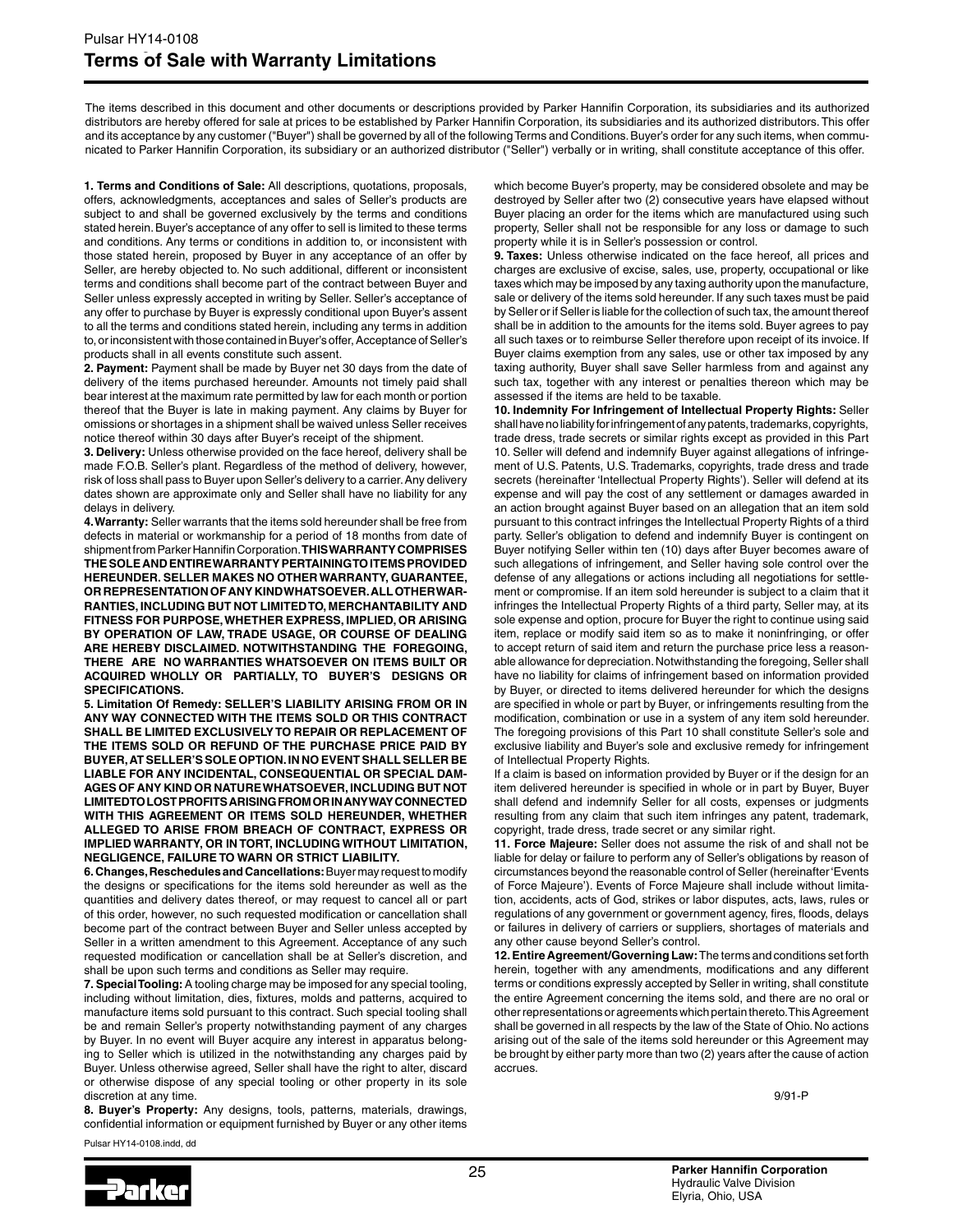## Terms of Sale with Warranty Limitations

The items described in this document and other documents or descriptions provided by Parker Hannifin Corporation, its subsidiaries and its authorized distributors are hereby offered for sale at prices to be established by Parker Hannifin Corporation, its subsidiaries and its authorized distributors. This offer and its acceptance by any customer ("Buyer") shall be governed by all of the following Terms and Conditions. Buyer's order for any such items, when communicated to Parker Hannifin Corporation, its subsidiary or an authorized distributor ("Seller") verbally or in writing, shall constitute acceptance of this offer.

**1. Terms and Conditions of Sale:** All descriptions, quotations, proposals, offers, acknowledgments, acceptances and sales of Seller's products are subject to and shall be governed exclusively by the terms and conditions stated herein. Buyer's acceptance of any offer to sell is limited to these terms and conditions. Any terms or conditions in addition to, or inconsistent with those stated herein, proposed by Buyer in any acceptance of an offer by Seller, are hereby objected to. No such additional, different or inconsistent terms and conditions shall become part of the contract between Buyer and Seller unless expressly accepted in writing by Seller. Seller's acceptance of any offer to purchase by Buyer is expressly conditional upon Buyer's assent to all the terms and conditions stated herein, including any terms in addition to, or inconsistent with those contained in Buyer's offer, Acceptance of Seller's products shall in all events constitute such assent.

**2. Payment:** Payment shall be made by Buyer net 30 days from the date of delivery of the items purchased hereunder. Amounts not timely paid shall bear interest at the maximum rate permitted by law for each month or portion thereof that the Buyer is late in making payment. Any claims by Buyer for omissions or shortages in a shipment shall be waived unless Seller receives notice thereof within 30 days after Buyer's receipt of the shipment.

**3. Delivery:** Unless otherwise provided on the face hereof, delivery shall be made F.O.B. Seller's plant. Regardless of the method of delivery, however, risk of loss shall pass to Buyer upon Seller's delivery to a carrier. Any delivery dates shown are approximate only and Seller shall have no liability for any delays in delivery.

**4. Warranty:** Seller warrants that the items sold hereunder shall be free from defects in material or workmanship for a period of 18 months from date of shipment from Parker Hannifin Corporation. **THIS WARRANTY COMPRISES THE SOLE AND ENTIRE WARRANTY PERTAINING TO ITEMS PROVIDED HEREUNDER. SELLER MAKES NO OTHER WARRANTY, GUARANTEE, OR REPRESENTATION OF ANY KIND WHATSOEVER. ALL OTHER WARRANTIES, INCLUDING BUT NOT LIMITED TO, MERCHANTABILITY AND FITNESS FOR PURPOSE, WHETHER EXPRESS, IMPLIED, OR ARISING BY OPERATION OF LAW, TRADE USAGE, OR COURSE OF DEALING ARE HEREBY DISCLAIMED. NOTWITHSTANDING THE FOREGOING, THERE ARE NO WARRANTIES WHATSOEVER ON ITEMS BUILT OR ACQUIRED WHOLLY OR PARTIALLY, TO BUYER'S DESIGNS OR SPECIFICATIONS.**

**5. Limitation Of Remedy: SELLER'S LIABILITY ARISING FROM OR IN ANY WAY CONNECTED WITH THE ITEMS SOLD OR THIS CONTRACT SHALL BE LIMITED EXCLUSIVELY TO REPAIR OR REPLACEMENT OF THE ITEMS SOLD OR REFUND OF THE PURCHASE PRICE PAID BY BUYER, AT SELLER'S SOLE OPTION. IN NO EVENT SHALL SELLER BE LIABLE FOR ANY INCIDENTAL, CONSEQUENTIAL OR SPECIAL DAMAGES OF ANY KIND OR NATURE WHATSOEVER, INCLUDING BUT NOT LIMITED TO LOST PROFITS ARISING FROM OR IN ANY WAY CONNECTED WITH THIS AGREEMENT OR ITEMS SOLD HEREUNDER, WHETHER ALLEGED TO ARISE FROM BREACH OF CONTRACT, EXPRESS OR IMPLIED WARRANTY, OR IN TORT, INCLUDING WITHOUT LIMITATION, NEGLIGENCE, FAILURE TO WARN OR STRICT LIABILITY.**

**6. Changes, Reschedules and Cancellations:** Buyer may request to modify the designs or specifications for the items sold hereunder as well as the quantities and delivery dates thereof, or may request to cancel all or part of this order, however, no such requested modification or cancellation shall become part of the contract between Buyer and Seller unless accepted by Seller in a written amendment to this Agreement. Acceptance of any such requested modification or cancellation shall be at Seller's discretion, and shall be upon such terms and conditions as Seller may require.

**7. Special Tooling:** A tooling charge may be imposed for any special tooling, including without limitation, dies, fixtures, molds and patterns, acquired to manufacture items sold pursuant to this contract. Such special tooling shall be and remain Seller's property notwithstanding payment of any charges by Buyer. In no event will Buyer acquire any interest in apparatus belonging to Seller which is utilized in the notwithstanding any charges paid by Buyer. Unless otherwise agreed, Seller shall have the right to alter, discard or otherwise dispose of any special tooling or other property in its sole discretion at any time.

**8. Buyer's Property:** Any designs, tools, patterns, materials, drawings, confidential information or equipment furnished by Buyer or any other items which become Buyer's property, may be considered obsolete and may be destroyed by Seller after two (2) consecutive years have elapsed without Buyer placing an order for the items which are manufactured using such property, Seller shall not be responsible for any loss or damage to such property while it is in Seller's possession or control.

**9. Taxes:** Unless otherwise indicated on the face hereof, all prices and charges are exclusive of excise, sales, use, property, occupational or like taxes which may be imposed by any taxing authority upon the manufacture, sale or delivery of the items sold hereunder. If any such taxes must be paid by Seller or if Seller is liable for the collection of such tax, the amount thereof shall be in addition to the amounts for the items sold. Buyer agrees to pay all such taxes or to reimburse Seller therefore upon receipt of its invoice. If Buyer claims exemption from any sales, use or other tax imposed by any taxing authority, Buyer shall save Seller harmless from and against any such tax, together with any interest or penalties thereon which may be assessed if the items are held to be taxable.

**10. Indemnity For Infringement of Intellectual Property Rights:** Seller shall have no liability for infringement of any patents, trademarks, copyrights, trade dress, trade secrets or similar rights except as provided in this Part 10. Seller will defend and indemnify Buyer against allegations of infringement of U.S. Patents, U.S. Trademarks, copyrights, trade dress and trade secrets (hereinafter 'Intellectual Property Rights'). Seller will defend at its expense and will pay the cost of any settlement or damages awarded in an action brought against Buyer based on an allegation that an item sold pursuant to this contract infringes the Intellectual Property Rights of a third party. Seller's obligation to defend and indemnify Buyer is contingent on Buyer notifying Seller within ten (10) days after Buyer becomes aware of such allegations of infringement, and Seller having sole control over the defense of any allegations or actions including all negotiations for settlement or compromise. If an item sold hereunder is subject to a claim that it infringes the Intellectual Property Rights of a third party, Seller may, at its sole expense and option, procure for Buyer the right to continue using said item, replace or modify said item so as to make it noninfringing, or offer to accept return of said item and return the purchase price less a reasonable allowance for depreciation. Notwithstanding the foregoing, Seller shall have no liability for claims of infringement based on information provided by Buyer, or directed to items delivered hereunder for which the designs are specified in whole or part by Buyer, or infringements resulting from the modification, combination or use in a system of any item sold hereunder. The foregoing provisions of this Part 10 shall constitute Seller's sole and exclusive liability and Buyer's sole and exclusive remedy for infringement of Intellectual Property Rights.

If a claim is based on information provided by Buyer or if the design for an item delivered hereunder is specified in whole or in part by Buyer, Buyer shall defend and indemnify Seller for all costs, expenses or judgments resulting from any claim that such item infringes any patent, trademark, copyright, trade dress, trade secret or any similar right.

**11. Force Majeure:** Seller does not assume the risk of and shall not be liable for delay or failure to perform any of Seller's obligations by reason of circumstances beyond the reasonable control of Seller (hereinafter 'Events of Force Majeure'). Events of Force Majeure shall include without limitation, accidents, acts of God, strikes or labor disputes, acts, laws, rules or regulations of any government or government agency, fires, floods, delays or failures in delivery of carriers or suppliers, shortages of materials and any other cause beyond Seller's control.

**12. Entire Agreement/Governing Law:** The terms and conditions set forth herein, together with any amendments, modifications and any different terms or conditions expressly accepted by Seller in writing, shall constitute the entire Agreement concerning the items sold, and there are no oral or other representations or agreements which pertain thereto. This Agreement shall be governed in all respects by the law of the State of Ohio. No actions arising out of the sale of the items sold hereunder or this Agreement may be brought by either party more than two (2) years after the cause of action accrues.

9/91-P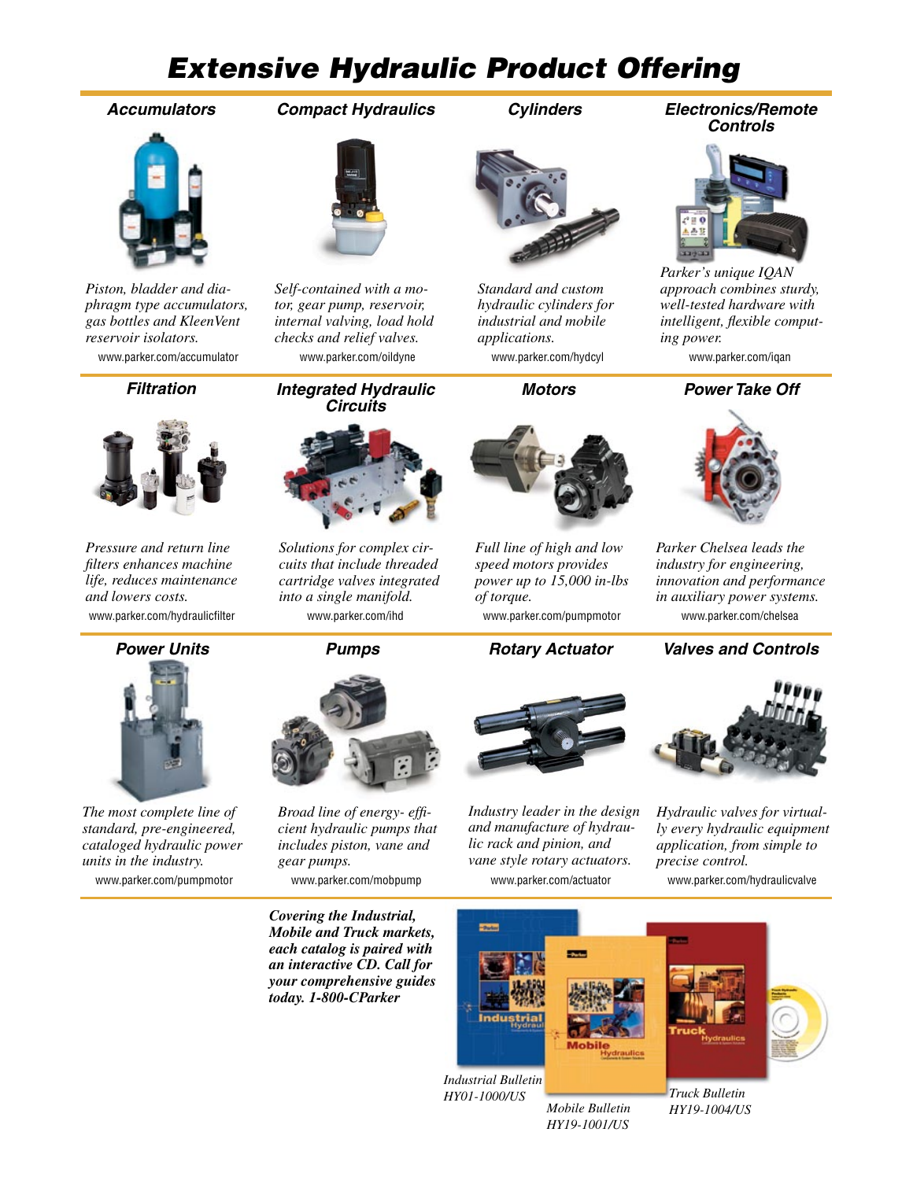# Extensive Hydraulic Product Offering

### Accumulators

*Piston, bladder and diaphragm type accumulators, gas bottles and KleenVent reservoir isolators.*

www.parker.com/accumulator

### Compact Hydraulics

*Self-contained with a motor, gear pump, reservoir, internal valving, load hold checks and relief valves.*

www.parker.com/oildyne

### Cylinders

*Standard and custom hydraulic cylinders for industrial and mobile applications.*

www.parker.com/hydcyl

### Electronics/Remote Controls

*Parker's unique IQAN approach combines sturdy, well-tested hardware with intelligent, flexible computing power.*

www.parker.com/iqan

### Filtration

*Pressure and return line filters enhances machine life, reduces maintenance and lowers costs.*

www.parker.com/hydraulicfilter

### Integrated Hydraulic Circuits

*Solutions for complex circuits that include threaded cartridge valves integrated into a single manifold.*

www.parker.com/ihd

### Motors

*Full line of high and low speed motors provides power up to 15,000 in-lbs of torque.*

www.parker.com/pumpmotor

### Power Take Off

*Parker Chelsea leads the industry for engineering, innovation and performance in auxiliary power systems.*

www.parker.com/chelsea

### Power Units

*The most complete line of standard, pre-engineered, cataloged hydraulic power units in the industry.*

www.parker.com/pumpmotor

### Pumps

*Broad line of energy- efficient hydraulic pumps that includes piston, vane and gear pumps.*

www.parker.com/mobpump

### Rotary Actuator

*Industry leader in the design and manufacture of hydraulic rack and pinion, and vane style rotary actuators.*

www.parker.com/actuator

### Valves and Controls

*Hydraulic valves for virtually every hydraulic equipment application, from simple to precise control.*

www.parker.com/hydraulicvalve

***Covering the Industrial, Mobile and Truck markets, each catalog is paired with an interactive CD. Call for your comprehensive guides today. 1-800-CParker***

*Industrial Bulletin HY01-1000/US*

*Mobile Bulletin HY19-1001/US*

*Truck Bulletin HY19-1004/US*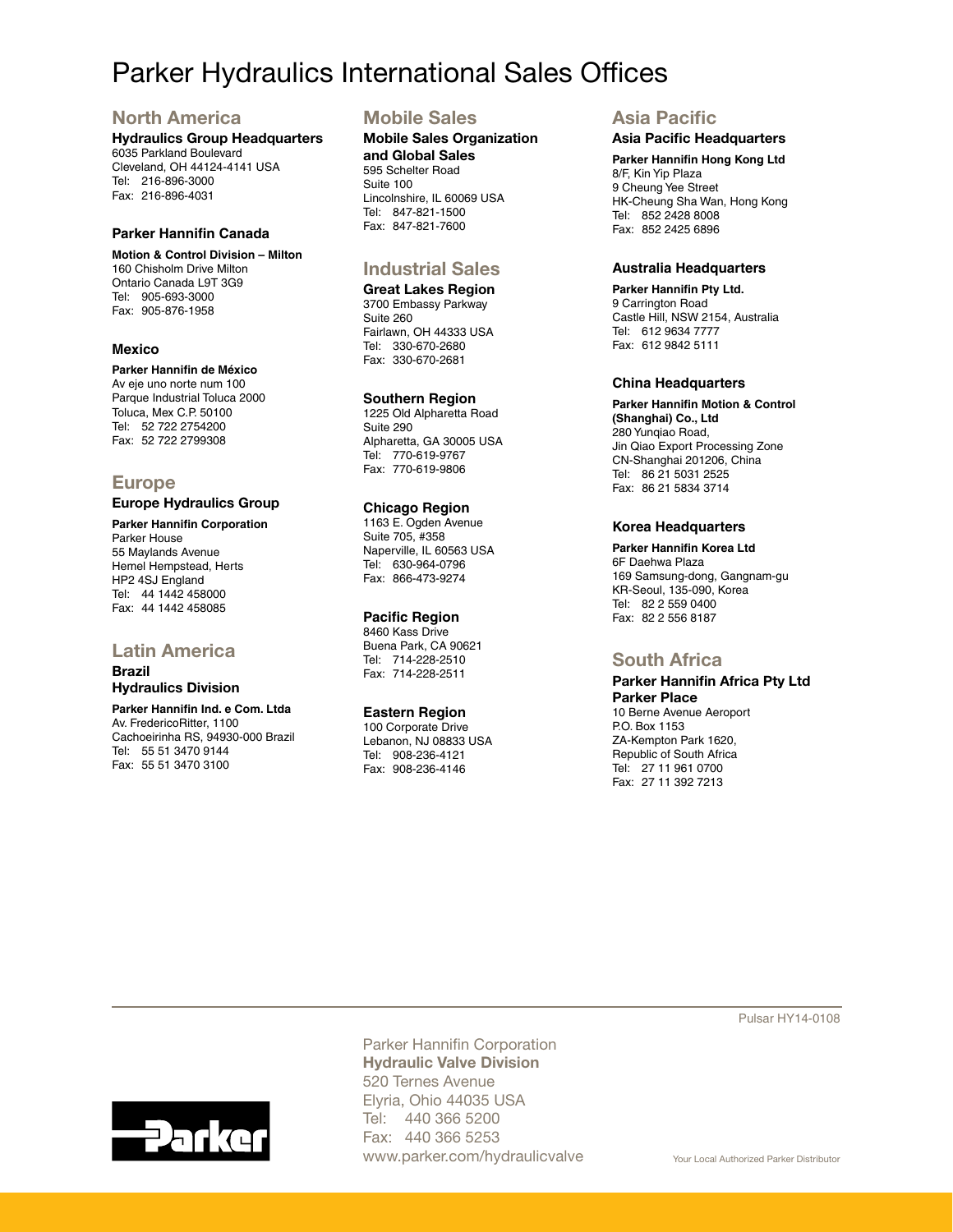# Parker Hydraulics International Sales Offices

## North America

### Hydraulics Group Headquarters

6035 Parkland Boulevard
Cleveland, OH 44124-4141 USA
Tel: 216-896-3000
Fax: 216-896-4031

### Parker Hannifin Canada

**Motion & Control Division – Milton**
160 Chisholm Drive Milton
Ontario Canada L9T 3G9
Tel: 905-693-3000
Fax: 905-876-1958

### Mexico

**Parker Hannifin de México**
Av eje uno norte num 100
Parque Industrial Toluca 2000
Toluca, Mex C.P. 50100
Tel: 52 722 2754200
Fax: 52 722 2799308

## Europe

### Europe Hydraulics Group

**Parker Hannifin Corporation**
Parker House
55 Maylands Avenue
Hemel Hempstead, Herts
HP2 4SJ England
Tel: 44 1442 458000
Fax: 44 1442 458085

## Latin America

### Brazil Hydraulics Division

**Parker Hannifin Ind. e Com. Ltda**
Av. FredericoRitter, 1100
Cachoeirinha RS, 94930-000 Brazil
Tel: 55 51 3470 9144
Fax: 55 51 3470 3100

## Mobile Sales

### Mobile Sales Organization and Global Sales

595 Schelter Road
Suite 100
Lincolnshire, IL 60069 USA
Tel: 847-821-1500
Fax: 847-821-7600

## Industrial Sales

### Great Lakes Region

3700 Embassy Parkway
Suite 260
Fairlawn, OH 44333 USA
Tel: 330-670-2680
Fax: 330-670-2681

### Southern Region

1225 Old Alpharetta Road
Suite 290
Alpharetta, GA 30005 USA
Tel: 770-619-9767
Fax: 770-619-9806

### Chicago Region

1163 E. Ogden Avenue
Suite 705, #358
Naperville, IL 60563 USA
Tel: 630-964-0796
Fax: 866-473-9274

### Pacific Region

8460 Kass Drive
Buena Park, CA 90621
Tel: 714-228-2510
Fax: 714-228-2511

### Eastern Region

100 Corporate Drive
Lebanon, NJ 08833 USA
Tel: 908-236-4121
Fax: 908-236-4146

## Asia Pacific

### Asia Pacific Headquarters

**Parker Hannifin Hong Kong Ltd**
8/F, Kin Yip Plaza
9 Cheung Yee Street
HK-Cheung Sha Wan, Hong Kong
Tel: 852 2428 8008
Fax: 852 2425 6896

### Australia Headquarters

**Parker Hannifin Pty Ltd.**
9 Carrington Road
Castle Hill, NSW 2154, Australia
Tel: 612 9634 7777
Fax: 612 9842 5111

### China Headquarters

**Parker Hannifin Motion & Control (Shanghai) Co., Ltd**
280 Yunqiao Road,
Jin Qiao Export Processing Zone
CN-Shanghai 201206, China
Tel: 86 21 5031 2525
Fax: 86 21 5834 3714

### Korea Headquarters

**Parker Hannifin Korea Ltd**
6F Daehwa Plaza
169 Samsung-dong, Gangnam-gu
KR-Seoul, 135-090, Korea
Tel: 82 2 559 0400
Fax: 82 2 556 8187

## South Africa

### Parker Hannifin Africa Pty Ltd Parker Place

10 Berne Avenue Aeroport
P.O. Box 1153
ZA-Kempton Park 1620,
Republic of South Africa
Tel: 27 11 961 0700
Fax: 27 11 392 7213

---

Pulsar HY14-0108

Parker Hannifin Corporation
**Hydraulic Valve Division**
520 Ternes Avenue
Elyria, Ohio 44035 USA
Tel: 440 366 5200
Fax: 440 366 5253
www.parker.com/hydraulicvalve

Your Local Authorized Parker Distributor